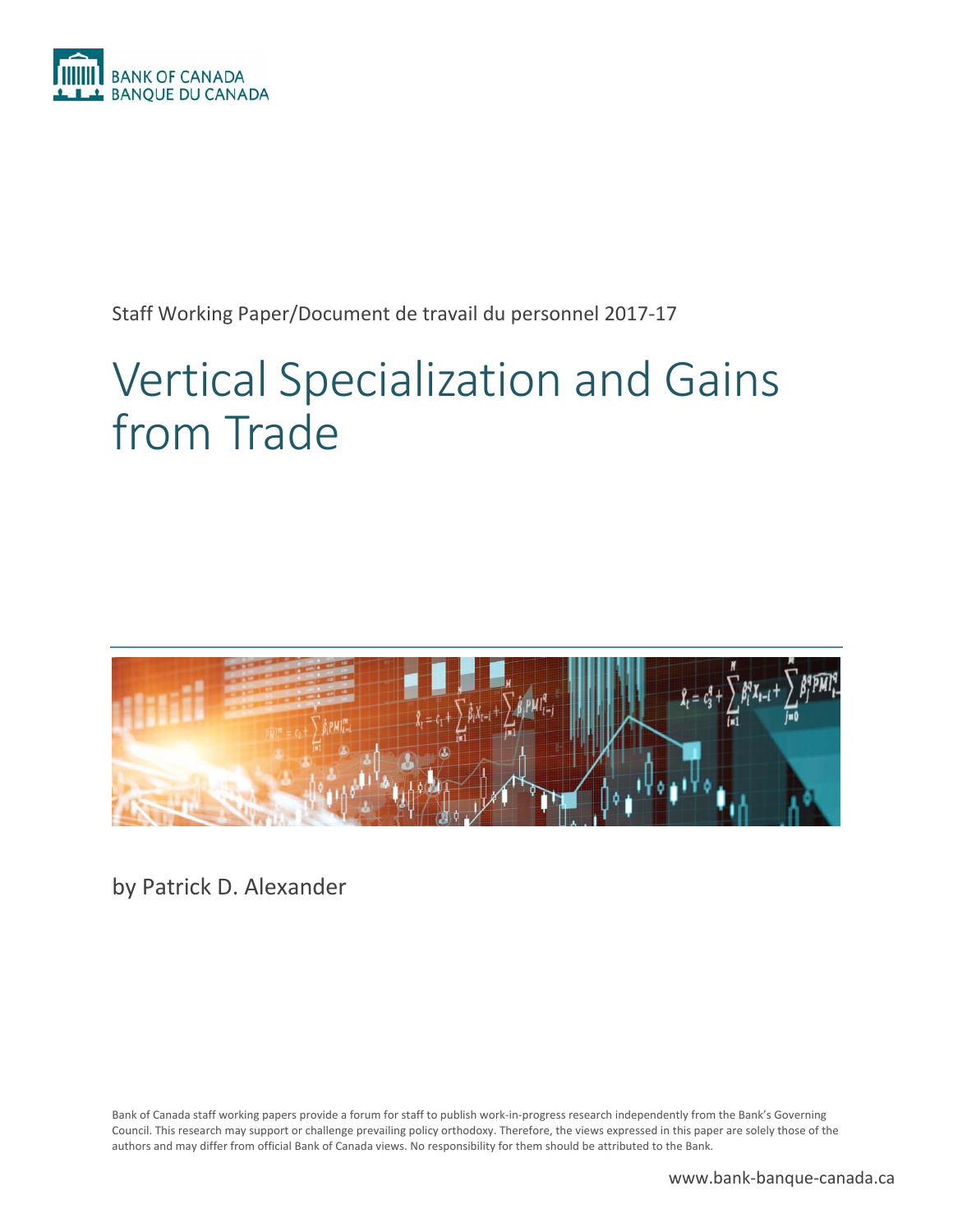BANK OF CANADA
BANQUE DU CANADA

Staff Working Paper/Document de travail du personnel 2017-17

# Vertical Specialization and Gains from Trade

by Patrick D. Alexander

Bank of Canada staff working papers provide a forum for staff to publish work-in-progress research independently from the Bank's Governing Council. This research may support or challenge prevailing policy orthodoxy. Therefore, the views expressed in this paper are solely those of the authors and may differ from official Bank of Canada views. No responsibility for them should be attributed to the Bank.

www.bank-banque-canada.ca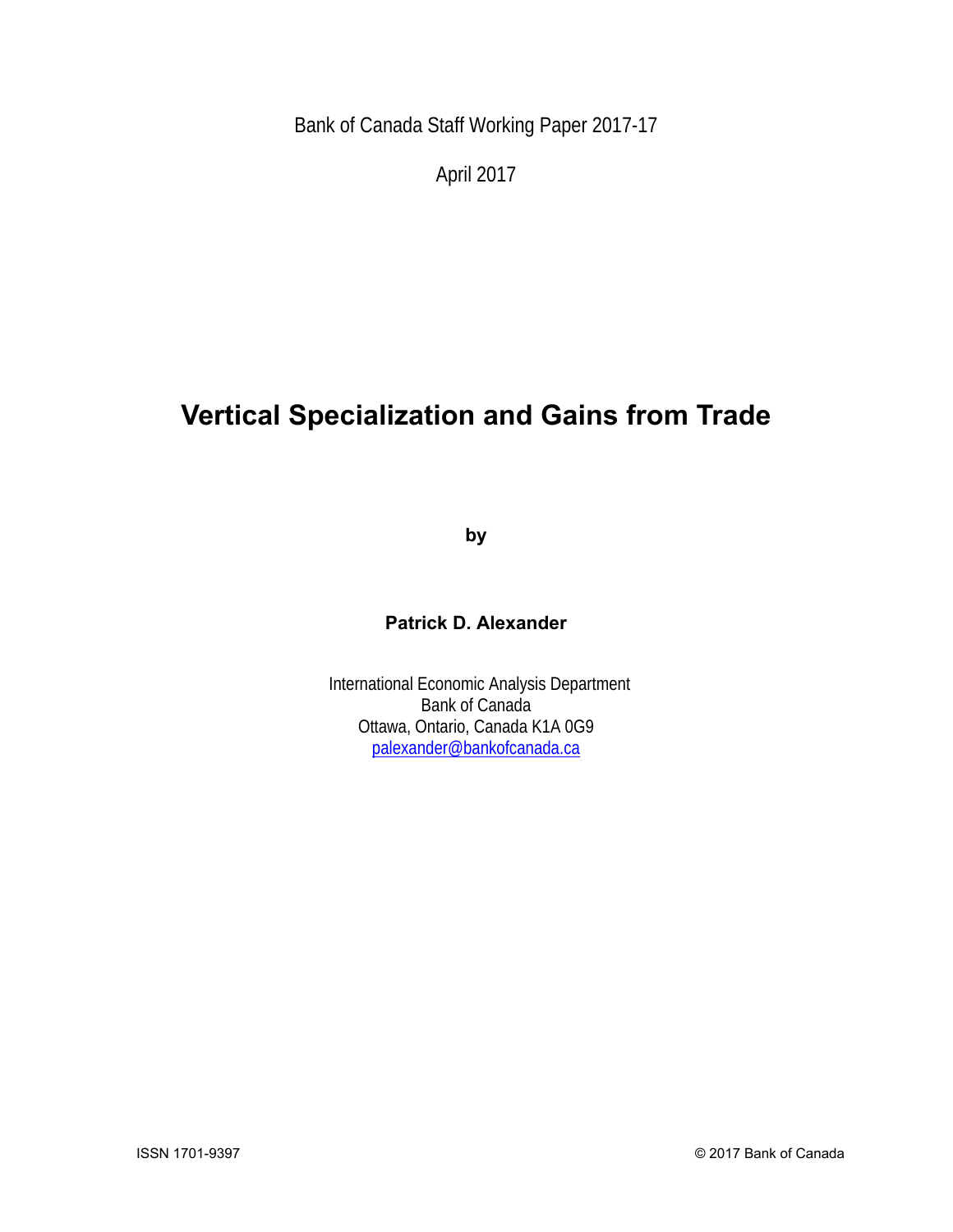Bank of Canada Staff Working Paper 2017-17

April 2017

# Vertical Specialization and Gains from Trade

by

**Patrick D. Alexander**

International Economic Analysis Department
Bank of Canada
Ottawa, Ontario, Canada K1A 0G9
palexander@bankofcanada.ca

ISSN 1701-9397

© 2017 Bank of Canada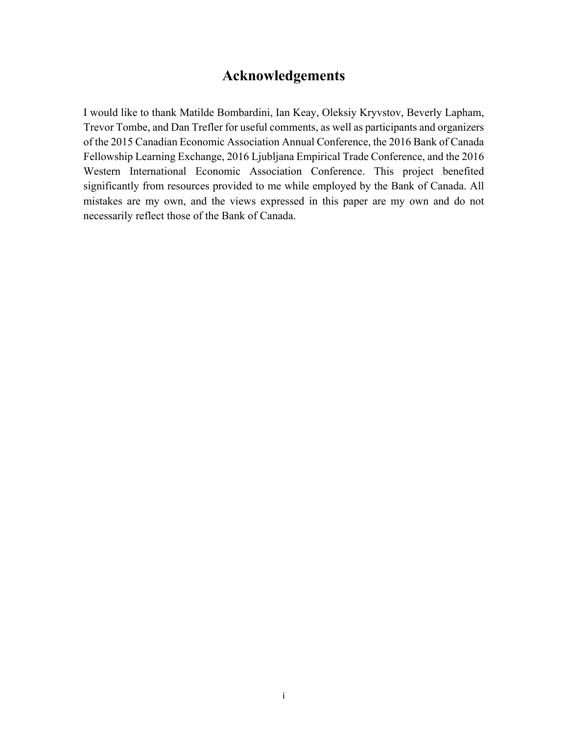# Acknowledgements

I would like to thank Matilde Bombardini, Ian Keay, Oleksiy Kryvstov, Beverly Lapham, Trevor Tombe, and Dan Trefler for useful comments, as well as participants and organizers of the 2015 Canadian Economic Association Annual Conference, the 2016 Bank of Canada Fellowship Learning Exchange, 2016 Ljubljana Empirical Trade Conference, and the 2016 Western International Economic Association Conference. This project benefited significantly from resources provided to me while employed by the Bank of Canada. All mistakes are my own, and the views expressed in this paper are my own and do not necessarily reflect those of the Bank of Canada.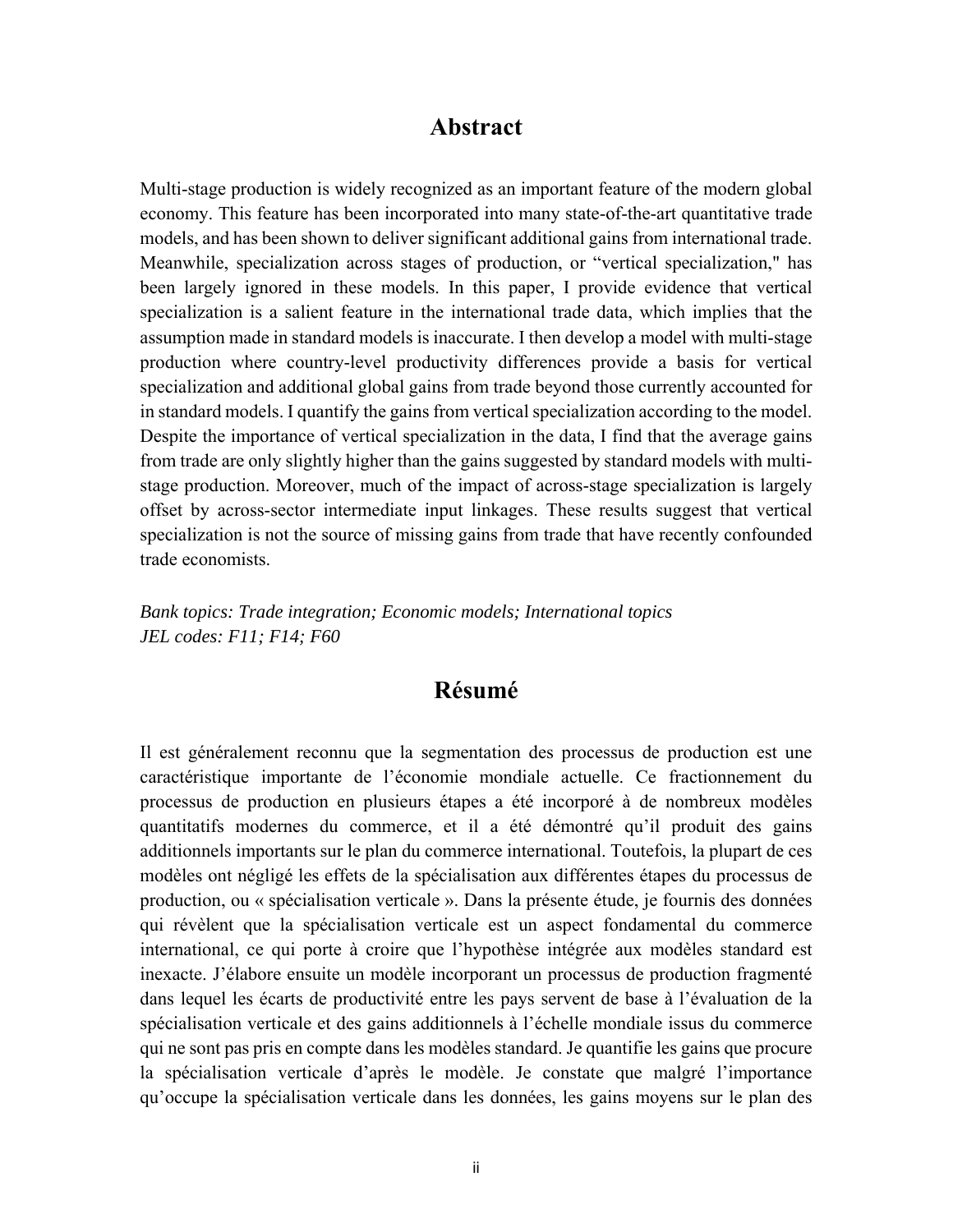## Abstract

Multi-stage production is widely recognized as an important feature of the modern global economy. This feature has been incorporated into many state-of-the-art quantitative trade models, and has been shown to deliver significant additional gains from international trade. Meanwhile, specialization across stages of production, or "vertical specialization," has been largely ignored in these models. In this paper, I provide evidence that vertical specialization is a salient feature in the international trade data, which implies that the assumption made in standard models is inaccurate. I then develop a model with multi-stage production where country-level productivity differences provide a basis for vertical specialization and additional global gains from trade beyond those currently accounted for in standard models. I quantify the gains from vertical specialization according to the model. Despite the importance of vertical specialization in the data, I find that the average gains from trade are only slightly higher than the gains suggested by standard models with multi-stage production. Moreover, much of the impact of across-stage specialization is largely offset by across-sector intermediate input linkages. These results suggest that vertical specialization is not the source of missing gains from trade that have recently confounded trade economists.

*Bank topics: Trade integration; Economic models; International topics*
*JEL codes: F11; F14; F60*

## Résumé

Il est généralement reconnu que la segmentation des processus de production est une caractéristique importante de l'économie mondiale actuelle. Ce fractionnement du processus de production en plusieurs étapes a été incorporé à de nombreux modèles quantitatifs modernes du commerce, et il a été démontré qu'il produit des gains additionnels importants sur le plan du commerce international. Toutefois, la plupart de ces modèles ont négligé les effets de la spécialisation aux différentes étapes du processus de production, ou « spécialisation verticale ». Dans la présente étude, je fournis des données qui révèlent que la spécialisation verticale est un aspect fondamental du commerce international, ce qui porte à croire que l'hypothèse intégrée aux modèles standard est inexacte. J'élabore ensuite un modèle incorporant un processus de production fragmenté dans lequel les écarts de productivité entre les pays servent de base à l'évaluation de la spécialisation verticale et des gains additionnels à l'échelle mondiale issus du commerce qui ne sont pas pris en compte dans les modèles standard. Je quantifie les gains que procure la spécialisation verticale d'après le modèle. Je constate que malgré l'importance qu'occupe la spécialisation verticale dans les données, les gains moyens sur le plan des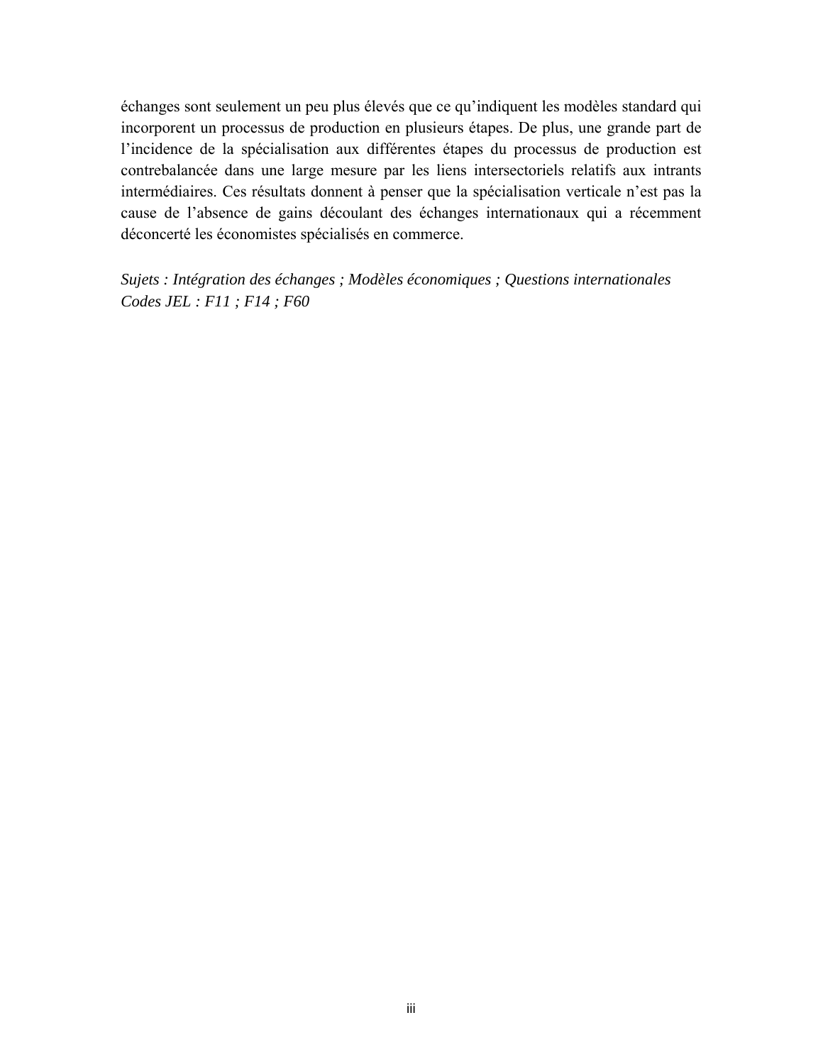échanges sont seulement un peu plus élevés que ce qu'indiquent les modèles standard qui incorporent un processus de production en plusieurs étapes. De plus, une grande part de l'incidence de la spécialisation aux différentes étapes du processus de production est contrebalancée dans une large mesure par les liens intersectoriels relatifs aux intrants intermédiaires. Ces résultats donnent à penser que la spécialisation verticale n'est pas la cause de l'absence de gains découlant des échanges internationaux qui a récemment déconcerté les économistes spécialisés en commerce.

*Sujets : Intégration des échanges ; Modèles économiques ; Questions internationales*
*Codes JEL : F11 ; F14 ; F60*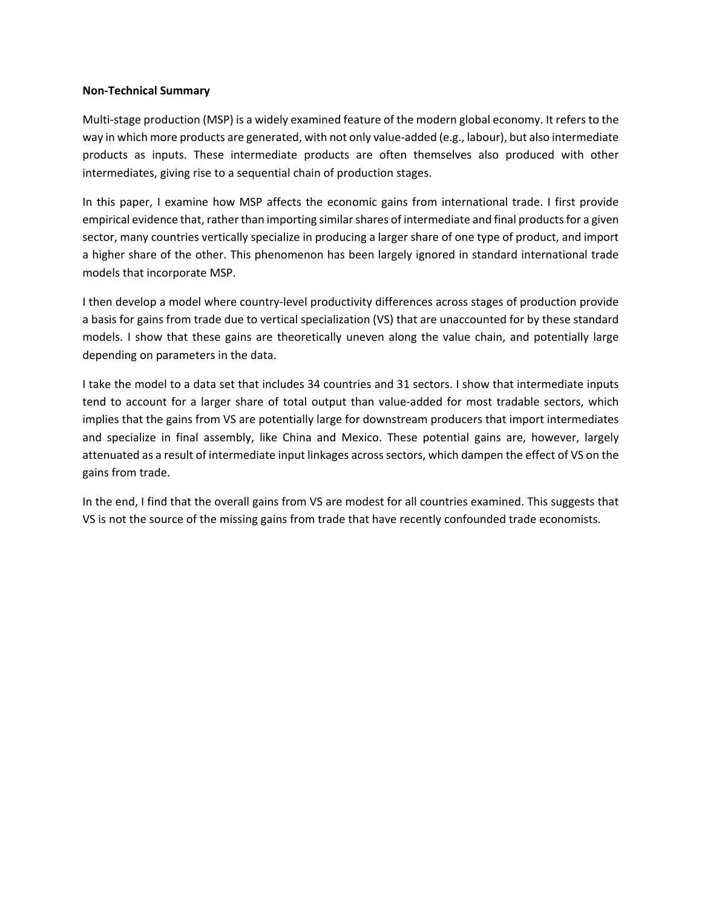**Non-Technical Summary**

Multi-stage production (MSP) is a widely examined feature of the modern global economy. It refers to the way in which more products are generated, with not only value-added (e.g., labour), but also intermediate products as inputs. These intermediate products are often themselves also produced with other intermediates, giving rise to a sequential chain of production stages.

In this paper, I examine how MSP affects the economic gains from international trade. I first provide empirical evidence that, rather than importing similar shares of intermediate and final products for a given sector, many countries vertically specialize in producing a larger share of one type of product, and import a higher share of the other. This phenomenon has been largely ignored in standard international trade models that incorporate MSP.

I then develop a model where country-level productivity differences across stages of production provide a basis for gains from trade due to vertical specialization (VS) that are unaccounted for by these standard models. I show that these gains are theoretically uneven along the value chain, and potentially large depending on parameters in the data.

I take the model to a data set that includes 34 countries and 31 sectors. I show that intermediate inputs tend to account for a larger share of total output than value-added for most tradable sectors, which implies that the gains from VS are potentially large for downstream producers that import intermediates and specialize in final assembly, like China and Mexico. These potential gains are, however, largely attenuated as a result of intermediate input linkages across sectors, which dampen the effect of VS on the gains from trade.

In the end, I find that the overall gains from VS are modest for all countries examined. This suggests that VS is not the source of the missing gains from trade that have recently confounded trade economists.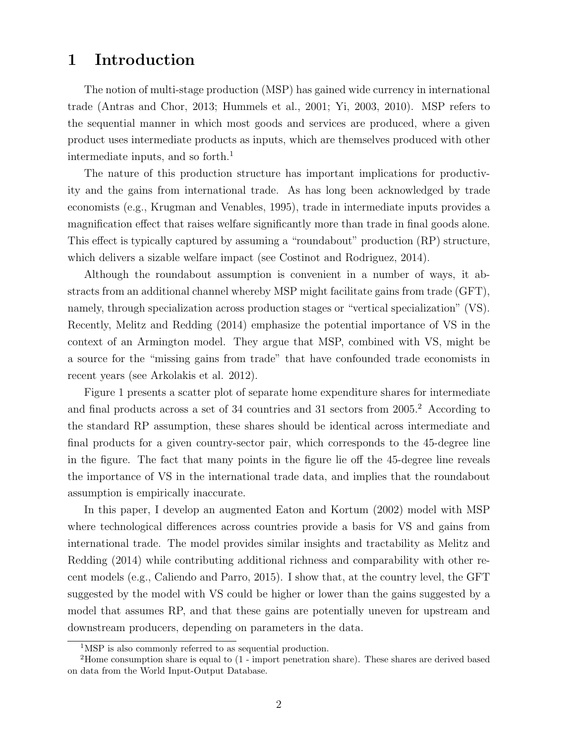# 1 Introduction

The notion of multi-stage production (MSP) has gained wide currency in international trade (Antras and Chor, 2013; Hummels et al., 2001; Yi, 2003, 2010). MSP refers to the sequential manner in which most goods and services are produced, where a given product uses intermediate products as inputs, which are themselves produced with other intermediate inputs, and so forth.[1]

The nature of this production structure has important implications for productivity and the gains from international trade. As has long been acknowledged by trade economists (e.g., Krugman and Venables, 1995), trade in intermediate inputs provides a magnification effect that raises welfare significantly more than trade in final goods alone. This effect is typically captured by assuming a "roundabout" production (RP) structure, which delivers a sizable welfare impact (see Costinot and Rodriguez, 2014).

Although the roundabout assumption is convenient in a number of ways, it abstracts from an additional channel whereby MSP might facilitate gains from trade (GFT), namely, through specialization across production stages or "vertical specialization" (VS). Recently, Melitz and Redding (2014) emphasize the potential importance of VS in the context of an Armington model. They argue that MSP, combined with VS, might be a source for the "missing gains from trade" that have confounded trade economists in recent years (see Arkolakis et al. 2012).

Figure 1 presents a scatter plot of separate home expenditure shares for intermediate and final products across a set of 34 countries and 31 sectors from 2005.[2] According to the standard RP assumption, these shares should be identical across intermediate and final products for a given country-sector pair, which corresponds to the 45-degree line in the figure. The fact that many points in the figure lie off the 45-degree line reveals the importance of VS in the international trade data, and implies that the roundabout assumption is empirically inaccurate.

In this paper, I develop an augmented Eaton and Kortum (2002) model with MSP where technological differences across countries provide a basis for VS and gains from international trade. The model provides similar insights and tractability as Melitz and Redding (2014) while contributing additional richness and comparability with other recent models (e.g., Caliendo and Parro, 2015). I show that, at the country level, the GFT suggested by the model with VS could be higher or lower than the gains suggested by a model that assumes RP, and that these gains are potentially uneven for upstream and downstream producers, depending on parameters in the data.

[1] MSP is also commonly referred to as sequential production.

[2] Home consumption share is equal to (1 - import penetration share). These shares are derived based on data from the World Input-Output Database.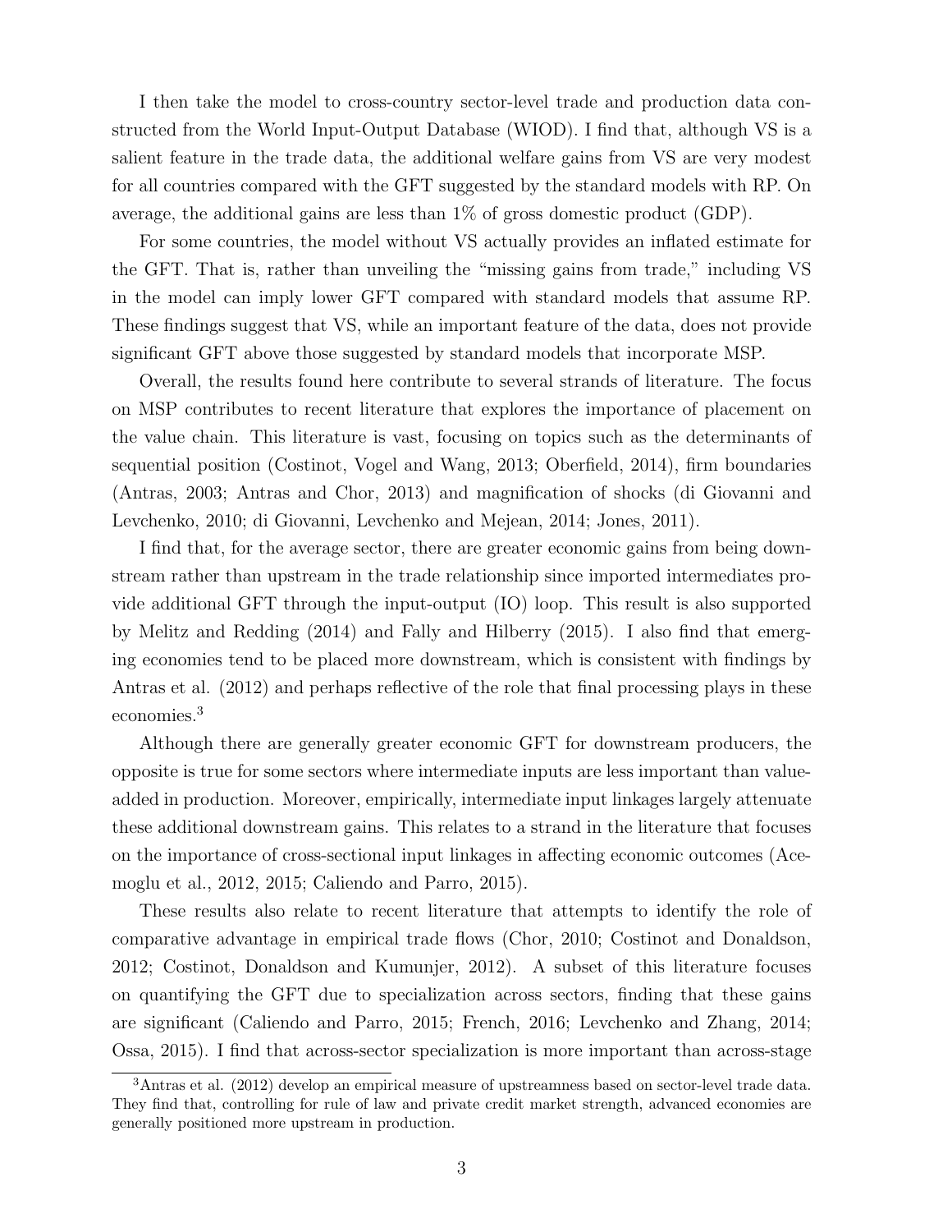I then take the model to cross-country sector-level trade and production data constructed from the World Input-Output Database (WIOD). I find that, although VS is a salient feature in the trade data, the additional welfare gains from VS are very modest for all countries compared with the GFT suggested by the standard models with RP. On average, the additional gains are less than 1% of gross domestic product (GDP).

For some countries, the model without VS actually provides an inflated estimate for the GFT. That is, rather than unveiling the "missing gains from trade," including VS in the model can imply lower GFT compared with standard models that assume RP. These findings suggest that VS, while an important feature of the data, does not provide significant GFT above those suggested by standard models that incorporate MSP.

Overall, the results found here contribute to several strands of literature. The focus on MSP contributes to recent literature that explores the importance of placement on the value chain. This literature is vast, focusing on topics such as the determinants of sequential position (Costinot, Vogel and Wang, 2013; Oberfield, 2014), firm boundaries (Antras, 2003; Antras and Chor, 2013) and magnification of shocks (di Giovanni and Levchenko, 2010; di Giovanni, Levchenko and Mejean, 2014; Jones, 2011).

I find that, for the average sector, there are greater economic gains from being downstream rather than upstream in the trade relationship since imported intermediates provide additional GFT through the input-output (IO) loop. This result is also supported by Melitz and Redding (2014) and Fally and Hilberry (2015). I also find that emerging economies tend to be placed more downstream, which is consistent with findings by Antras et al. (2012) and perhaps reflective of the role that final processing plays in these economies.[3]

Although there are generally greater economic GFT for downstream producers, the opposite is true for some sectors where intermediate inputs are less important than value-added in production. Moreover, empirically, intermediate input linkages largely attenuate these additional downstream gains. This relates to a strand in the literature that focuses on the importance of cross-sectional input linkages in affecting economic outcomes (Acemoglu et al., 2012, 2015; Caliendo and Parro, 2015).

These results also relate to recent literature that attempts to identify the role of comparative advantage in empirical trade flows (Chor, 2010; Costinot and Donaldson, 2012; Costinot, Donaldson and Kumunjer, 2012). A subset of this literature focuses on quantifying the GFT due to specialization across sectors, finding that these gains are significant (Caliendo and Parro, 2015; French, 2016; Levchenko and Zhang, 2014; Ossa, 2015). I find that across-sector specialization is more important than across-stage

[3] Antras et al. (2012) develop an empirical measure of upstreamness based on sector-level trade data. They find that, controlling for rule of law and private credit market strength, advanced economies are generally positioned more upstream in production.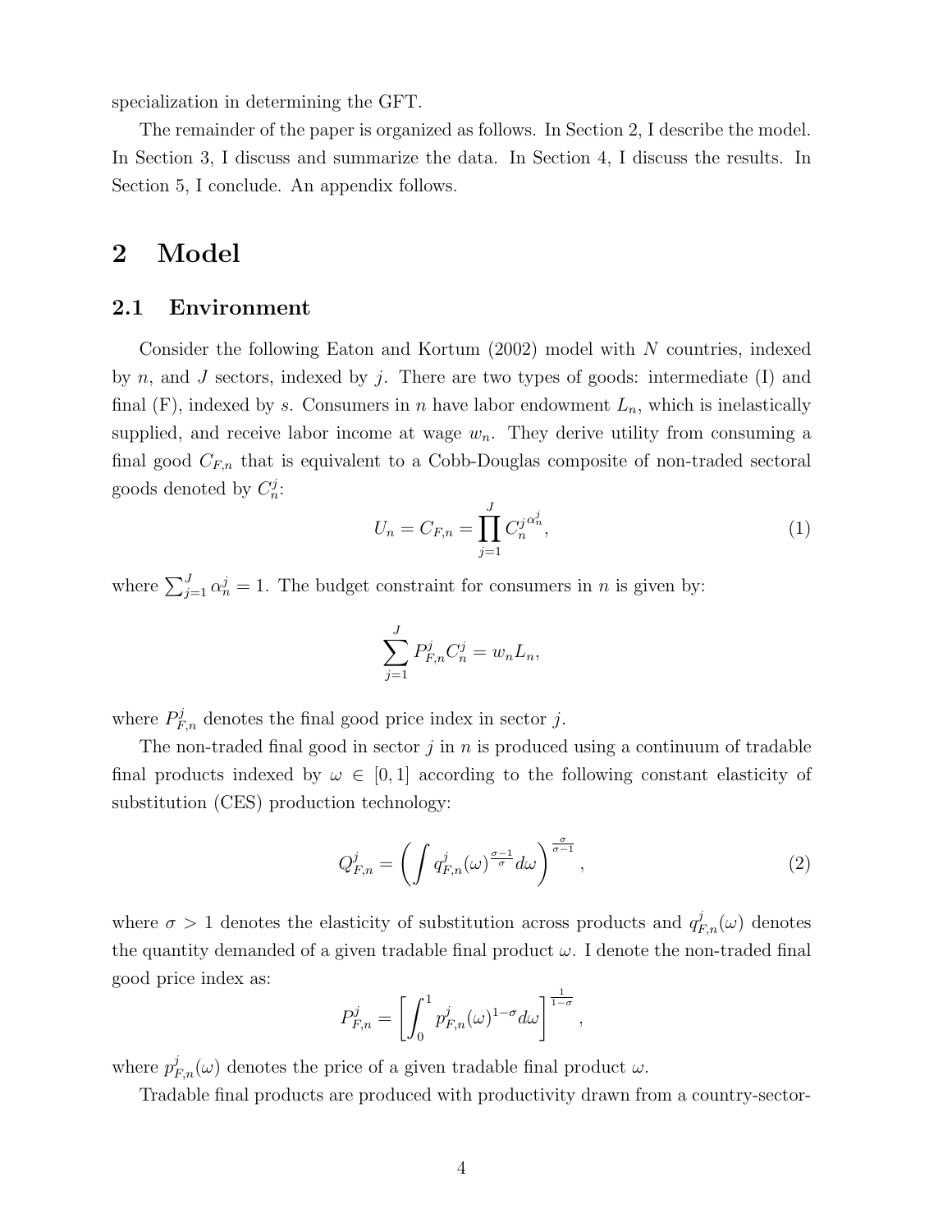specialization in determining the GFT.

The remainder of the paper is organized as follows. In Section 2, I describe the model. In Section 3, I discuss and summarize the data. In Section 4, I discuss the results. In Section 5, I conclude. An appendix follows.

# 2 Model

## 2.1 Environment

Consider the following Eaton and Kortum (2002) model with $N$ countries, indexed by $n$, and $J$ sectors, indexed by $j$. There are two types of goods: intermediate (I) and final (F), indexed by $s$. Consumers in $n$ have labor endowment $L_n$, which is inelastically supplied, and receive labor income at wage $w_n$. They derive utility from consuming a final good $C_{F,n}$ that is equivalent to a Cobb-Douglas composite of non-traded sectoral goods denoted by $C_n^j$:

$$U_n = C_{F,n} = \prod_{j=1}^{J} C_n^{j\,\alpha_n^j}, \tag{1}$$

where $\sum_{j=1}^{J} \alpha_n^j = 1$. The budget constraint for consumers in $n$ is given by:

$$\sum_{j=1}^{J} P_{F,n}^j C_n^j = w_n L_n,$$

where $P_{F,n}^j$ denotes the final good price index in sector $j$.

The non-traded final good in sector $j$ in $n$ is produced using a continuum of tradable final products indexed by $\omega \in [0,1]$ according to the following constant elasticity of substitution (CES) production technology:

$$Q_{F,n}^j = \left( \int q_{F,n}^j(\omega)^{\frac{\sigma-1}{\sigma}} d\omega \right)^{\frac{\sigma}{\sigma-1}}, \tag{2}$$

where $\sigma > 1$ denotes the elasticity of substitution across products and $q_{F,n}^j(\omega)$ denotes the quantity demanded of a given tradable final product $\omega$. I denote the non-traded final good price index as:

$$P_{F,n}^j = \left[ \int_0^1 p_{F,n}^j(\omega)^{1-\sigma} d\omega \right]^{\frac{1}{1-\sigma}},$$

where $p_{F,n}^j(\omega)$ denotes the price of a given tradable final product $\omega$.

Tradable final products are produced with productivity drawn from a country-sector-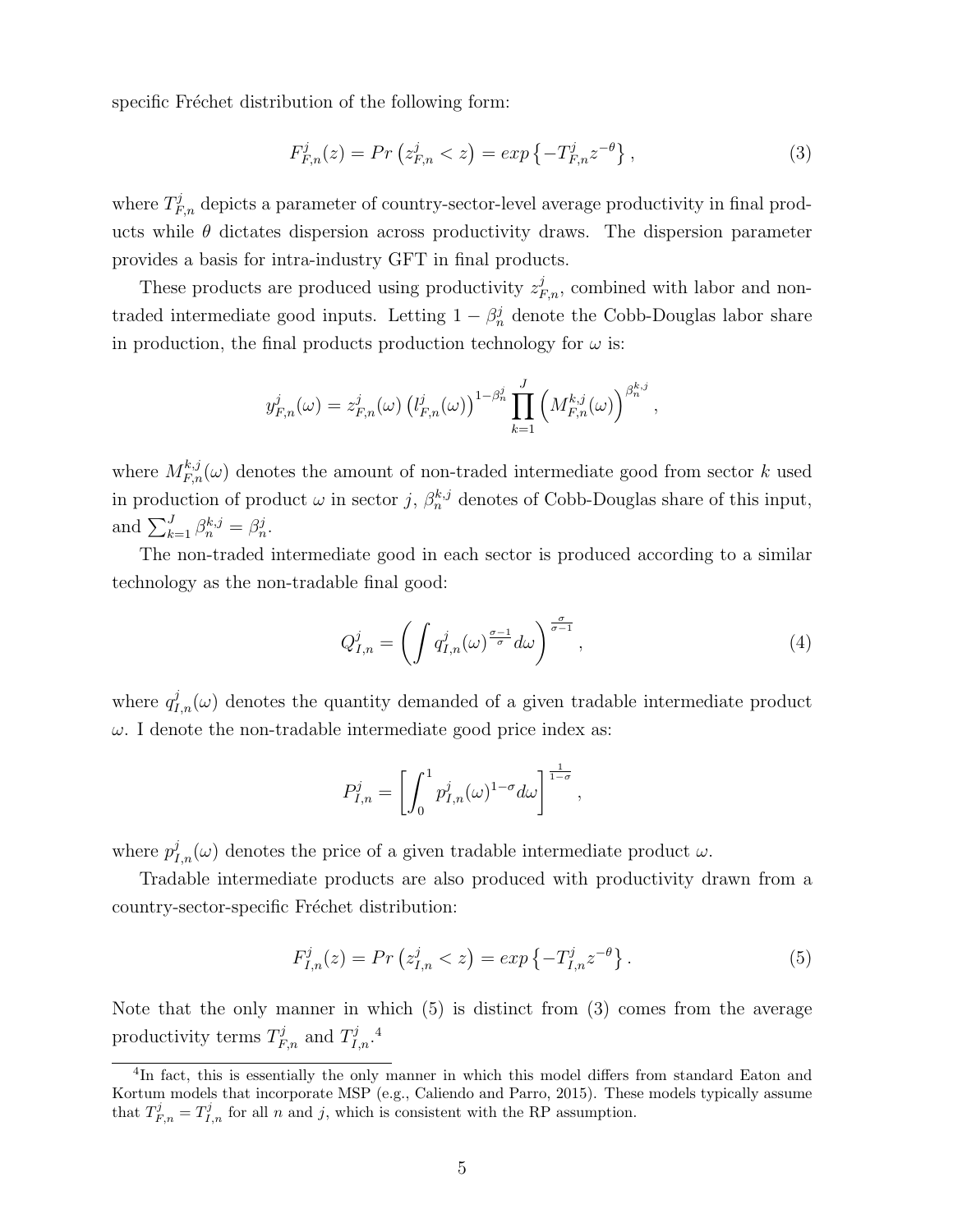specific Fréchet distribution of the following form:

$$F^j_{F,n}(z) = Pr\left(z^j_{F,n} < z\right) = exp\left\{-T^j_{F,n} z^{-\theta}\right\}, \tag{3}$$

where $T^j_{F,n}$ depicts a parameter of country-sector-level average productivity in final products while $\theta$ dictates dispersion across productivity draws. The dispersion parameter provides a basis for intra-industry GFT in final products.

These products are produced using productivity $z^j_{F,n}$, combined with labor and non-traded intermediate good inputs. Letting $1 - \beta^j_n$ denote the Cobb-Douglas labor share in production, the final products production technology for $\omega$ is:

$$y^j_{F,n}(\omega) = z^j_{F,n}(\omega)\left(l^j_{F,n}(\omega)\right)^{1-\beta^j_n} \prod_{k=1}^{J} \left(M^{k,j}_{F,n}(\omega)\right)^{\beta^{k,j}_n},$$

where $M^{k,j}_{F,n}(\omega)$ denotes the amount of non-traded intermediate good from sector $k$ used in production of product $\omega$ in sector $j$, $\beta^{k,j}_n$ denotes of Cobb-Douglas share of this input, and $\sum_{k=1}^{J} \beta^{k,j}_n = \beta^j_n$.

The non-traded intermediate good in each sector is produced according to a similar technology as the non-tradable final good:

$$Q^j_{I,n} = \left(\int q^j_{I,n}(\omega)^{\frac{\sigma-1}{\sigma}} d\omega\right)^{\frac{\sigma}{\sigma-1}}, \tag{4}$$

where $q^j_{I,n}(\omega)$ denotes the quantity demanded of a given tradable intermediate product $\omega$. I denote the non-tradable intermediate good price index as:

$$P^j_{I,n} = \left[\int_0^1 p^j_{I,n}(\omega)^{1-\sigma} d\omega\right]^{\frac{1}{1-\sigma}},$$

where $p^j_{I,n}(\omega)$ denotes the price of a given tradable intermediate product $\omega$.

Tradable intermediate products are also produced with productivity drawn from a country-sector-specific Fréchet distribution:

$$F^j_{I,n}(z) = Pr\left(z^j_{I,n} < z\right) = exp\left\{-T^j_{I,n} z^{-\theta}\right\}. \tag{5}$$

Note that the only manner in which (5) is distinct from (3) comes from the average productivity terms $T^j_{F,n}$ and $T^j_{I,n}$.[4]

[4] In fact, this is essentially the only manner in which this model differs from standard Eaton and Kortum models that incorporate MSP (e.g., Caliendo and Parro, 2015). These models typically assume that $T^j_{F,n} = T^j_{I,n}$ for all $n$ and $j$, which is consistent with the RP assumption.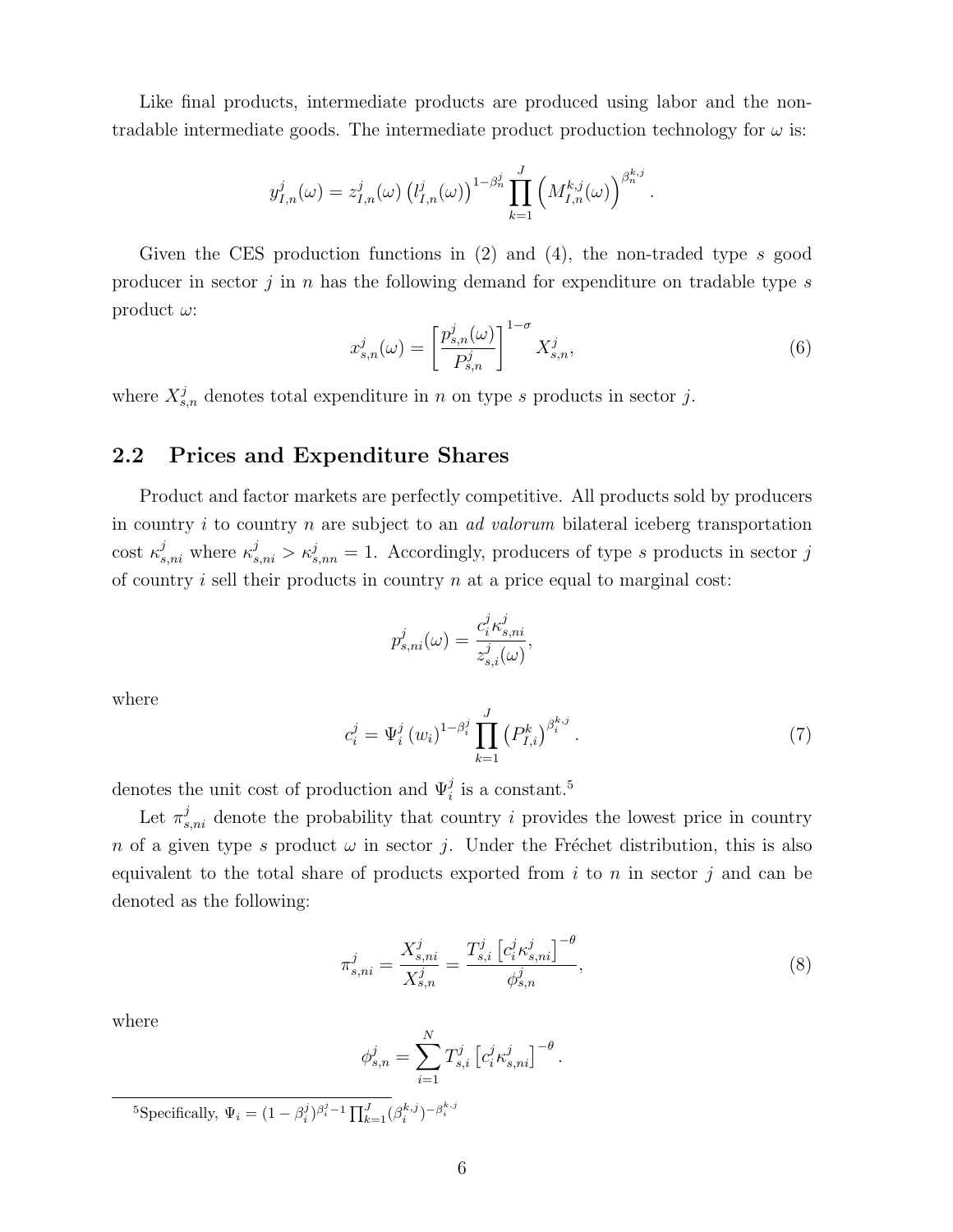Like final products, intermediate products are produced using labor and the non-tradable intermediate goods. The intermediate product production technology for $\omega$ is:

$$y^j_{I,n}(\omega) = z^j_{I,n}(\omega)\left(l^j_{I,n}(\omega)\right)^{1-\beta^j_n} \prod_{k=1}^{J} \left(M^{k,j}_{I,n}(\omega)\right)^{\beta^{k,j}_n}.$$

Given the CES production functions in (2) and (4), the non-traded type $s$ good producer in sector $j$ in $n$ has the following demand for expenditure on tradable type $s$ product $\omega$:

$$x^j_{s,n}(\omega) = \left[\frac{p^j_{s,n}(\omega)}{P^j_{s,n}}\right]^{1-\sigma} X^j_{s,n}, \tag{6}$$

where $X^j_{s,n}$ denotes total expenditure in $n$ on type $s$ products in sector $j$.

## 2.2 Prices and Expenditure Shares

Product and factor markets are perfectly competitive. All products sold by producers in country $i$ to country $n$ are subject to an *ad valorum* bilateral iceberg transportation cost $\kappa^j_{s,ni}$ where $\kappa^j_{s,ni} > \kappa^j_{s,nn} = 1$. Accordingly, producers of type $s$ products in sector $j$ of country $i$ sell their products in country $n$ at a price equal to marginal cost:

$$p^j_{s,ni}(\omega) = \frac{c^j_i \kappa^j_{s,ni}}{z^j_{s,i}(\omega)},$$

where

$$c^j_i = \Psi^j_i \left(w_i\right)^{1-\beta^j_i} \prod_{k=1}^{J} \left(P^k_{I,i}\right)^{\beta^{k,j}_i}. \tag{7}$$

denotes the unit cost of production and $\Psi^j_i$ is a constant.[5]

Let $\pi^j_{s,ni}$ denote the probability that country $i$ provides the lowest price in country $n$ of a given type $s$ product $\omega$ in sector $j$. Under the Fréchet distribution, this is also equivalent to the total share of products exported from $i$ to $n$ in sector $j$ and can be denoted as the following:

$$\pi^j_{s,ni} = \frac{X^j_{s,ni}}{X^j_{s,n}} = \frac{T^j_{s,i}\left[c^j_i \kappa^j_{s,ni}\right]^{-\theta}}{\phi^j_{s,n}}, \tag{8}$$

where

$$\phi^j_{s,n} = \sum_{i=1}^{N} T^j_{s,i}\left[c^j_i \kappa^j_{s,ni}\right]^{-\theta}.$$

[5]Specifically, $\Psi_i = (1-\beta^j_i)^{\beta^j_i - 1} \prod_{k=1}^{J} (\beta^{k,j}_i)^{-\beta^{k,j}_i}$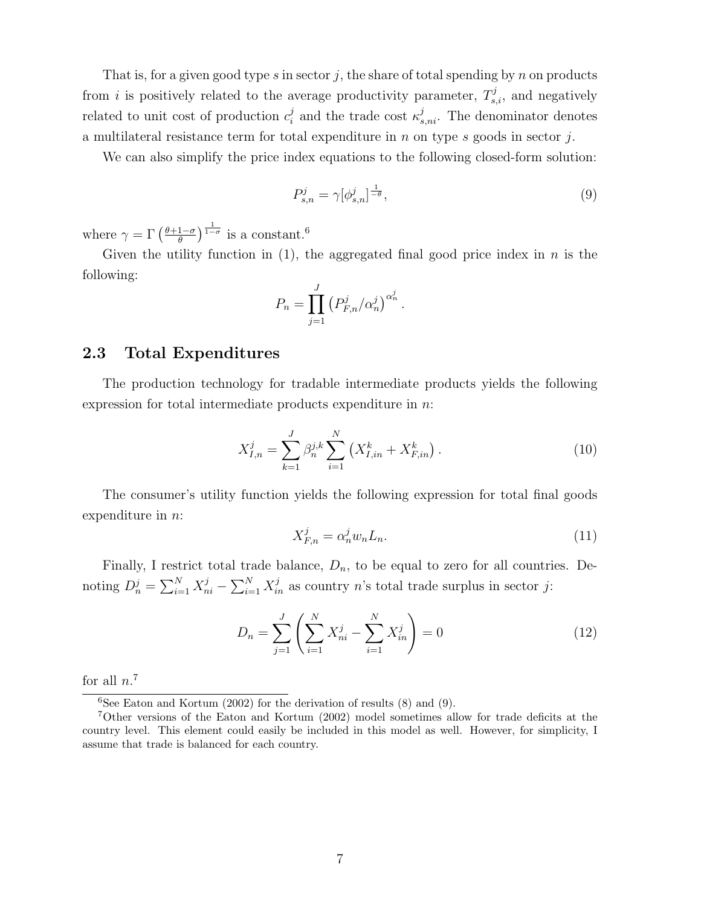That is, for a given good type $s$ in sector $j$, the share of total spending by $n$ on products from $i$ is positively related to the average productivity parameter, $T^j_{s,i}$, and negatively related to unit cost of production $c^j_i$ and the trade cost $\kappa^j_{s,ni}$. The denominator denotes a multilateral resistance term for total expenditure in $n$ on type $s$ goods in sector $j$.

We can also simplify the price index equations to the following closed-form solution:

$$P^j_{s,n} = \gamma[\phi^j_{s,n}]^{\frac{1}{-\theta}}, \tag{9}$$

where $\gamma = \Gamma\left(\frac{\theta+1-\sigma}{\theta}\right)^{\frac{1}{1-\sigma}}$ is a constant.[6]

Given the utility function in (1), the aggregated final good price index in $n$ is the following:

$$P_n = \prod_{j=1}^{J} \left(P^j_{F,n}/\alpha^j_n\right)^{\alpha^j_n}.$$

## 2.3 Total Expenditures

The production technology for tradable intermediate products yields the following expression for total intermediate products expenditure in $n$:

$$X^j_{I,n} = \sum_{k=1}^{J} \beta^{j,k}_n \sum_{i=1}^{N} \left(X^k_{I,in} + X^k_{F,in}\right). \tag{10}$$

The consumer's utility function yields the following expression for total final goods expenditure in $n$:

$$X^j_{F,n} = \alpha^j_n w_n L_n. \tag{11}$$

Finally, I restrict total trade balance, $D_n$, to be equal to zero for all countries. Denoting $D^j_n = \sum_{i=1}^N X^j_{ni} - \sum_{i=1}^N X^j_{in}$ as country $n$'s total trade surplus in sector $j$:

$$D_n = \sum_{j=1}^{J} \left( \sum_{i=1}^{N} X^j_{ni} - \sum_{i=1}^{N} X^j_{in} \right) = 0 \tag{12}$$

for all $n$.[7]

[6] See Eaton and Kortum (2002) for the derivation of results (8) and (9).

[7] Other versions of the Eaton and Kortum (2002) model sometimes allow for trade deficits at the country level. This element could easily be included in this model as well. However, for simplicity, I assume that trade is balanced for each country.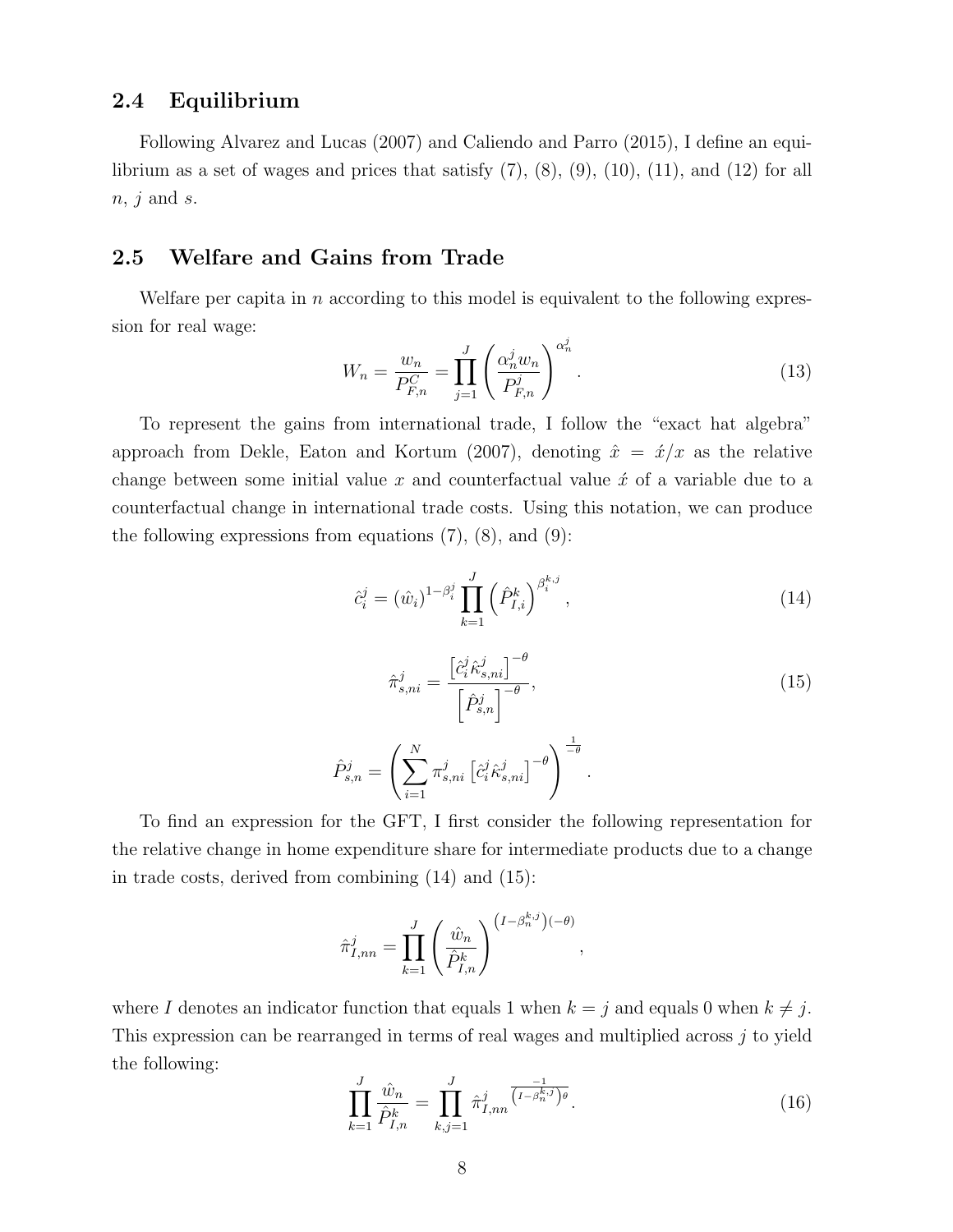## 2.4 Equilibrium

Following Alvarez and Lucas (2007) and Caliendo and Parro (2015), I define an equilibrium as a set of wages and prices that satisfy (7), (8), (9), (10), (11), and (12) for all $n$, $j$ and $s$.

## 2.5 Welfare and Gains from Trade

Welfare per capita in $n$ according to this model is equivalent to the following expression for real wage:

$$W_n = \frac{w_n}{P_{F,n}^C} = \prod_{j=1}^{J} \left( \frac{\alpha_n^j w_n}{P_{F,n}^j} \right)^{\alpha_n^j}. \tag{13}$$

To represent the gains from international trade, I follow the "exact hat algebra" approach from Dekle, Eaton and Kortum (2007), denoting $\hat{x} = \acute{x}/x$ as the relative change between some initial value $x$ and counterfactual value $\acute{x}$ of a variable due to a counterfactual change in international trade costs. Using this notation, we can produce the following expressions from equations (7), (8), and (9):

$$\hat{c}_i^j = (\hat{w}_i)^{1-\beta_i^j} \prod_{k=1}^{J} \left( \hat{P}_{I,i}^k \right)^{\beta_i^{k,j}}, \tag{14}$$

$$\hat{\pi}_{s,ni}^j = \frac{\left[ \hat{c}_i^j \hat{\kappa}_{s,ni}^j \right]^{-\theta}}{\left[ \hat{P}_{s,n}^j \right]^{-\theta}}, \tag{15}$$

$$\hat{P}_{s,n}^j = \left( \sum_{i=1}^{N} \pi_{s,ni}^j \left[ \hat{c}_i^j \hat{\kappa}_{s,ni}^j \right]^{-\theta} \right)^{\frac{1}{-\theta}}.$$

To find an expression for the GFT, I first consider the following representation for the relative change in home expenditure share for intermediate products due to a change in trade costs, derived from combining (14) and (15):

$$\hat{\pi}_{I,nn}^j = \prod_{k=1}^{J} \left( \frac{\hat{w}_n}{\hat{P}_{I,n}^k} \right)^{\left( I - \beta_n^{k,j} \right)(-\theta)},$$

where $I$ denotes an indicator function that equals 1 when $k = j$ and equals 0 when $k \neq j$. This expression can be rearranged in terms of real wages and multiplied across $j$ to yield the following:

$$\prod_{k=1}^{J} \frac{\hat{w}_n}{\hat{P}_{I,n}^k} = \prod_{k,j=1}^{J} \hat{\pi}_{I,nn}^{j \, \frac{-1}{\left( I - \beta_n^{k,j} \right)\theta}}. \tag{16}$$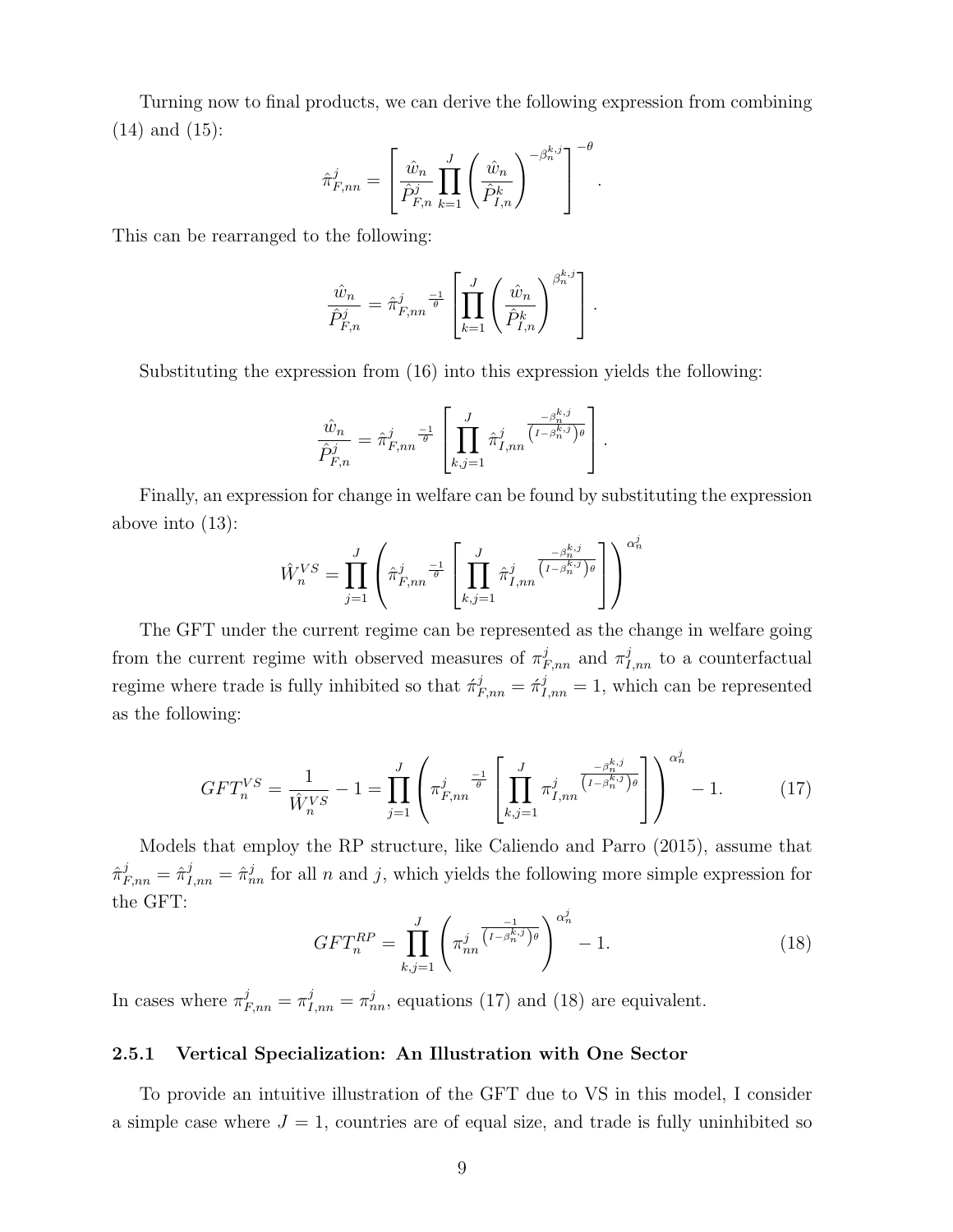Turning now to final products, we can derive the following expression from combining (14) and (15):

$$\hat{\pi}^j_{F,nn} = \left[ \frac{\hat{w}_n}{\hat{P}^j_{F,n}} \prod_{k=1}^{J} \left( \frac{\hat{w}_n}{\hat{P}^k_{I,n}} \right)^{-\beta^{k,j}_n} \right]^{-\theta}.$$

This can be rearranged to the following:

$$\frac{\hat{w}_n}{\hat{P}^j_{F,n}} = \hat{\pi}^j_{F,nn}{}^{\frac{-1}{\theta}} \left[ \prod_{k=1}^{J} \left( \frac{\hat{w}_n}{\hat{P}^k_{I,n}} \right)^{\beta^{k,j}_n} \right].$$

Substituting the expression from (16) into this expression yields the following:

$$\frac{\hat{w}_n}{\hat{P}^j_{F,n}} = \hat{\pi}^j_{F,nn}{}^{\frac{-1}{\theta}} \left[ \prod_{k,j=1}^{J} \hat{\pi}^j_{I,nn}{}^{\frac{-\beta^{k,j}_n}{\left(I-\beta^{k,j}_n\right)\theta}} \right].$$

Finally, an expression for change in welfare can be found by substituting the expression above into (13):

$$\hat{W}^{VS}_n = \prod_{j=1}^{J} \left( \hat{\pi}^j_{F,nn}{}^{\frac{-1}{\theta}} \left[ \prod_{k,j=1}^{J} \hat{\pi}^j_{I,nn}{}^{\frac{-\beta^{k,j}_n}{\left(I-\beta^{k,j}_n\right)\theta}} \right] \right)^{\alpha^j_n}$$

The GFT under the current regime can be represented as the change in welfare going from the current regime with observed measures of $\pi^j_{F,nn}$ and $\pi^j_{I,nn}$ to a counterfactual regime where trade is fully inhibited so that $\acute{\pi}^j_{F,nn} = \acute{\pi}^j_{I,nn} = 1$, which can be represented as the following:

$$GFT^{VS}_n = \frac{1}{\hat{W}^{VS}_n} - 1 = \prod_{j=1}^{J} \left( \pi^j_{F,nn}{}^{\frac{-1}{\theta}} \left[ \prod_{k,j=1}^{J} \pi^j_{I,nn}{}^{\frac{-\beta^{k,j}_n}{\left(I-\beta^{k,j}_n\right)\theta}} \right] \right)^{\alpha^j_n} - 1. \tag{17}$$

Models that employ the RP structure, like Caliendo and Parro (2015), assume that $\hat{\pi}^j_{F,nn} = \hat{\pi}^j_{I,nn} = \hat{\pi}^j_{nn}$ for all $n$ and $j$, which yields the following more simple expression for the GFT:

$$GFT^{RP}_n = \prod_{k,j=1}^{J} \left( \pi^j_{nn}{}^{\frac{-1}{\left(I-\beta^{k,j}_n\right)\theta}} \right)^{\alpha^j_n} - 1. \tag{18}$$

In cases where $\pi^j_{F,nn} = \pi^j_{I,nn} = \pi^j_{nn}$, equations (17) and (18) are equivalent.

### 2.5.1 Vertical Specialization: An Illustration with One Sector

To provide an intuitive illustration of the GFT due to VS in this model, I consider a simple case where $J = 1$, countries are of equal size, and trade is fully uninhibited so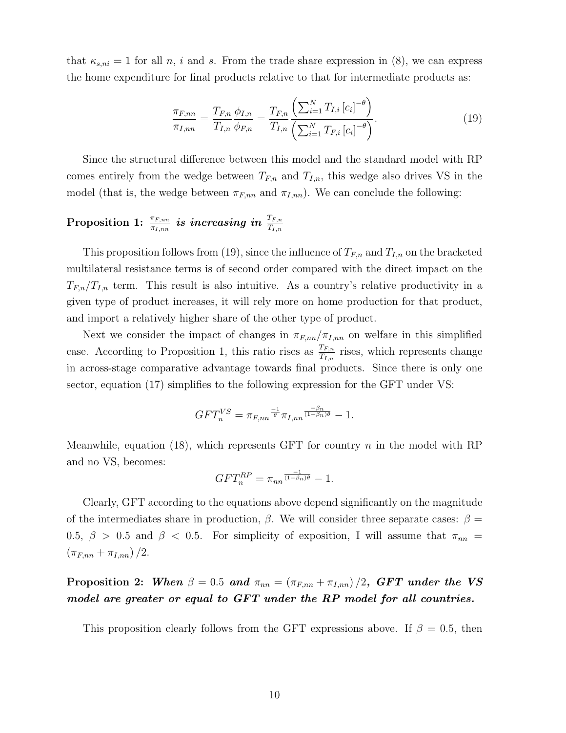that $\kappa_{s,ni} = 1$ for all $n$, $i$ and $s$. From the trade share expression in (8), we can express the home expenditure for final products relative to that for intermediate products as:

$$\frac{\pi_{F,nn}}{\pi_{I,nn}} = \frac{T_{F,n}}{T_{I,n}} \frac{\phi_{I,n}}{\phi_{F,n}} = \frac{T_{F,n}}{T_{I,n}} \frac{\left(\sum_{i=1}^{N} T_{I,i} \left[c_i\right]^{-\theta}\right)}{\left(\sum_{i=1}^{N} T_{F,i} \left[c_i\right]^{-\theta}\right)}. \tag{19}$$

Since the structural difference between this model and the standard model with RP comes entirely from the wedge between $T_{F,n}$ and $T_{I,n}$, this wedge also drives VS in the model (that is, the wedge between $\pi_{F,nn}$ and $\pi_{I,nn}$). We can conclude the following:

**Proposition 1:** $\frac{\pi_{F,nn}}{\pi_{I,nn}}$ ***is increasing in*** $\frac{T_{F,n}}{T_{I,n}}$

This proposition follows from (19), since the influence of $T_{F,n}$ and $T_{I,n}$ on the bracketed multilateral resistance terms is of second order compared with the direct impact on the $T_{F,n}/T_{I,n}$ term. This result is also intuitive. As a country's relative productivity in a given type of product increases, it will rely more on home production for that product, and import a relatively higher share of the other type of product.

Next we consider the impact of changes in $\pi_{F,nn}/\pi_{I,nn}$ on welfare in this simplified case. According to Proposition 1, this ratio rises as $\frac{T_{F,n}}{T_{I,n}}$ rises, which represents change in across-stage comparative advantage towards final products. Since there is only one sector, equation (17) simplifies to the following expression for the GFT under VS:

$$GFT_n^{VS} = \pi_{F,nn}^{\frac{-1}{\theta}} \pi_{I,nn}^{\frac{-\beta_n}{(1-\beta_n)\theta}} - 1.$$

Meanwhile, equation (18), which represents GFT for country $n$ in the model with RP and no VS, becomes:

$$GFT_n^{RP} = \pi_{nn}^{\frac{-1}{(1-\beta_n)\theta}} - 1.$$

Clearly, GFT according to the equations above depend significantly on the magnitude of the intermediates share in production, $\beta$. We will consider three separate cases: $\beta = 0.5$, $\beta > 0.5$ and $\beta < 0.5$. For simplicity of exposition, I will assume that $\pi_{nn} = \left(\pi_{F,nn} + \pi_{I,nn}\right)/2$.

**Proposition 2:** ***When*** $\beta = 0.5$ ***and*** $\pi_{nn} = \left(\pi_{F,nn} + \pi_{I,nn}\right)/2$***, GFT under the VS model are greater or equal to GFT under the RP model for all countries.***

This proposition clearly follows from the GFT expressions above. If $\beta = 0.5$, then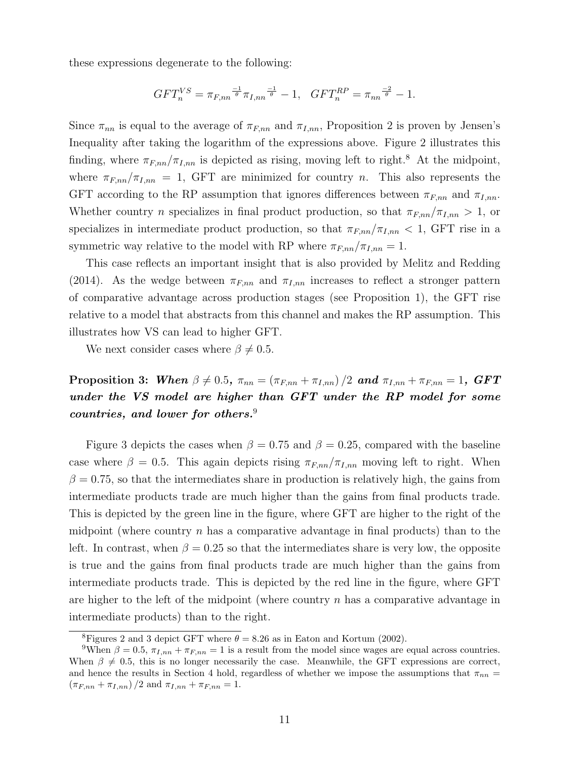these expressions degenerate to the following:

$$GFT_n^{VS} = \pi_{F,nn}^{\frac{-1}{\theta}} \pi_{I,nn}^{\frac{-1}{\theta}} - 1, \quad GFT_n^{RP} = \pi_{nn}^{\frac{-2}{\theta}} - 1.$$

Since $\pi_{nn}$ is equal to the average of $\pi_{F,nn}$ and $\pi_{I,nn}$, Proposition 2 is proven by Jensen's Inequality after taking the logarithm of the expressions above. Figure 2 illustrates this finding, where $\pi_{F,nn}/\pi_{I,nn}$ is depicted as rising, moving left to right.[8] At the midpoint, where $\pi_{F,nn}/\pi_{I,nn} = 1$, GFT are minimized for country $n$. This also represents the GFT according to the RP assumption that ignores differences between $\pi_{F,nn}$ and $\pi_{I,nn}$. Whether country $n$ specializes in final product production, so that $\pi_{F,nn}/\pi_{I,nn} > 1$, or specializes in intermediate product production, so that $\pi_{F,nn}/\pi_{I,nn} < 1$, GFT rise in a symmetric way relative to the model with RP where $\pi_{F,nn}/\pi_{I,nn} = 1$.

This case reflects an important insight that is also provided by Melitz and Redding (2014). As the wedge between $\pi_{F,nn}$ and $\pi_{I,nn}$ increases to reflect a stronger pattern of comparative advantage across production stages (see Proposition 1), the GFT rise relative to a model that abstracts from this channel and makes the RP assumption. This illustrates how VS can lead to higher GFT.

We next consider cases where $\beta \neq 0.5$.

**Proposition 3:** ***When*** $\beta \neq 0.5$***,*** $\pi_{nn} = (\pi_{F,nn} + \pi_{I,nn})/2$ ***and*** $\pi_{I,nn} + \pi_{F,nn} = 1$***, GFT under the VS model are higher than GFT under the RP model for some countries, and lower for others.***[9]

Figure 3 depicts the cases when $\beta = 0.75$ and $\beta = 0.25$, compared with the baseline case where $\beta = 0.5$. This again depicts rising $\pi_{F,nn}/\pi_{I,nn}$ moving left to right. When $\beta = 0.75$, so that the intermediates share in production is relatively high, the gains from intermediate products trade are much higher than the gains from final products trade. This is depicted by the green line in the figure, where GFT are higher to the right of the midpoint (where country $n$ has a comparative advantage in final products) than to the left. In contrast, when $\beta = 0.25$ so that the intermediates share is very low, the opposite is true and the gains from final products trade are much higher than the gains from intermediate products trade. This is depicted by the red line in the figure, where GFT are higher to the left of the midpoint (where country $n$ has a comparative advantage in intermediate products) than to the right.

---

[8] Figures 2 and 3 depict GFT where $\theta = 8.26$ as in Eaton and Kortum (2002).

[9] When $\beta = 0.5$, $\pi_{I,nn} + \pi_{F,nn} = 1$ is a result from the model since wages are equal across countries. When $\beta \neq 0.5$, this is no longer necessarily the case. Meanwhile, the GFT expressions are correct, and hence the results in Section 4 hold, regardless of whether we impose the assumptions that $\pi_{nn} = (\pi_{F,nn} + \pi_{I,nn})/2$ and $\pi_{I,nn} + \pi_{F,nn} = 1$.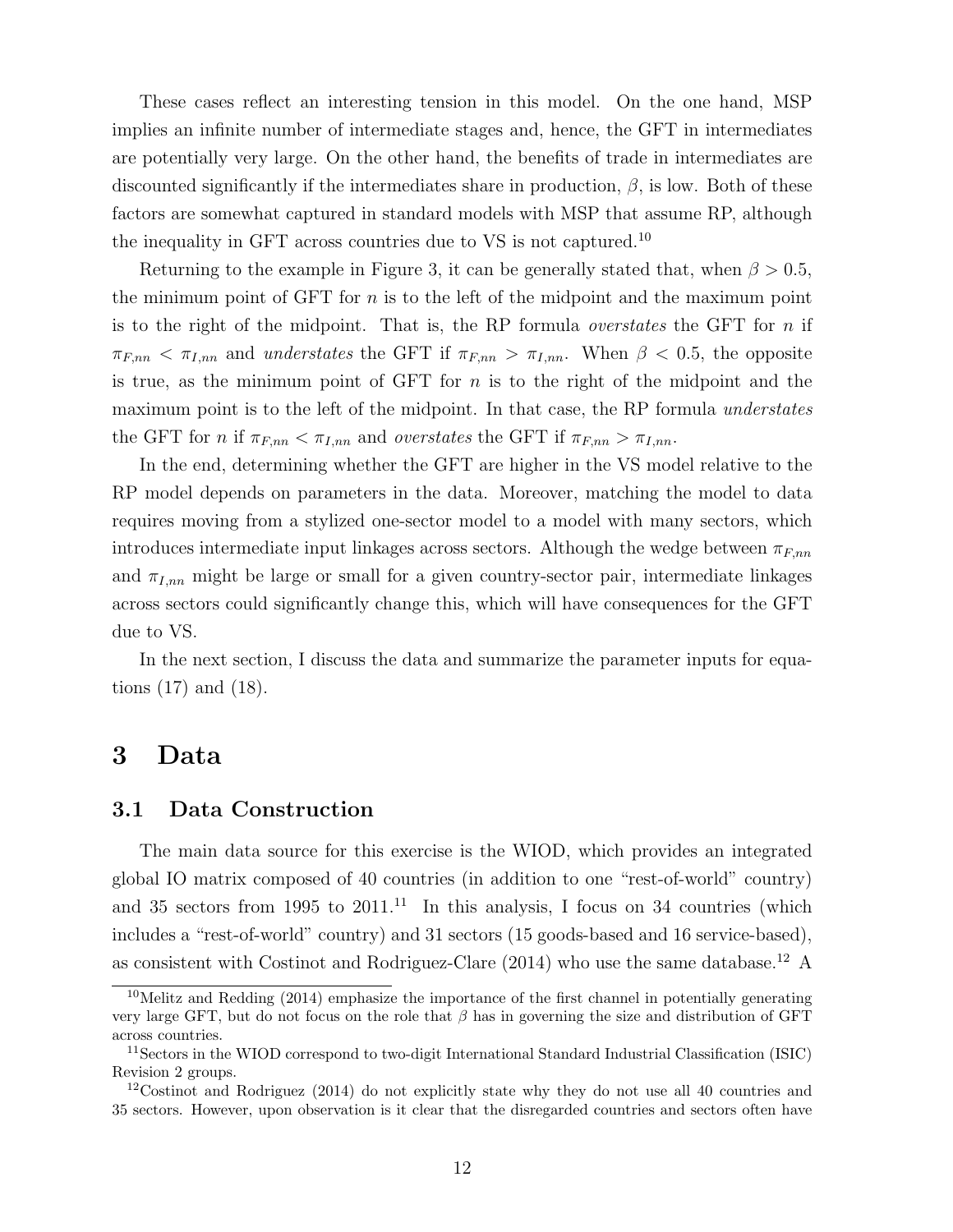These cases reflect an interesting tension in this model. On the one hand, MSP implies an infinite number of intermediate stages and, hence, the GFT in intermediates are potentially very large. On the other hand, the benefits of trade in intermediates are discounted significantly if the intermediates share in production, $\beta$, is low. Both of these factors are somewhat captured in standard models with MSP that assume RP, although the inequality in GFT across countries due to VS is not captured.[10]

Returning to the example in Figure 3, it can be generally stated that, when $\beta > 0.5$, the minimum point of GFT for $n$ is to the left of the midpoint and the maximum point is to the right of the midpoint. That is, the RP formula *overstates* the GFT for $n$ if $\pi_{F,nn} < \pi_{I,nn}$ and *understates* the GFT if $\pi_{F,nn} > \pi_{I,nn}$. When $\beta < 0.5$, the opposite is true, as the minimum point of GFT for $n$ is to the right of the midpoint and the maximum point is to the left of the midpoint. In that case, the RP formula *understates* the GFT for $n$ if $\pi_{F,nn} < \pi_{I,nn}$ and *overstates* the GFT if $\pi_{F,nn} > \pi_{I,nn}$.

In the end, determining whether the GFT are higher in the VS model relative to the RP model depends on parameters in the data. Moreover, matching the model to data requires moving from a stylized one-sector model to a model with many sectors, which introduces intermediate input linkages across sectors. Although the wedge between $\pi_{F,nn}$ and $\pi_{I,nn}$ might be large or small for a given country-sector pair, intermediate linkages across sectors could significantly change this, which will have consequences for the GFT due to VS.

In the next section, I discuss the data and summarize the parameter inputs for equations (17) and (18).

# 3 Data

## 3.1 Data Construction

The main data source for this exercise is the WIOD, which provides an integrated global IO matrix composed of 40 countries (in addition to one "rest-of-world" country) and 35 sectors from 1995 to 2011.[11] In this analysis, I focus on 34 countries (which includes a "rest-of-world" country) and 31 sectors (15 goods-based and 16 service-based), as consistent with Costinot and Rodriguez-Clare (2014) who use the same database.[12] A

---

[10] Melitz and Redding (2014) emphasize the importance of the first channel in potentially generating very large GFT, but do not focus on the role that $\beta$ has in governing the size and distribution of GFT across countries.

[11] Sectors in the WIOD correspond to two-digit International Standard Industrial Classification (ISIC) Revision 2 groups.

[12] Costinot and Rodriguez (2014) do not explicitly state why they do not use all 40 countries and 35 sectors. However, upon observation is it clear that the disregarded countries and sectors often have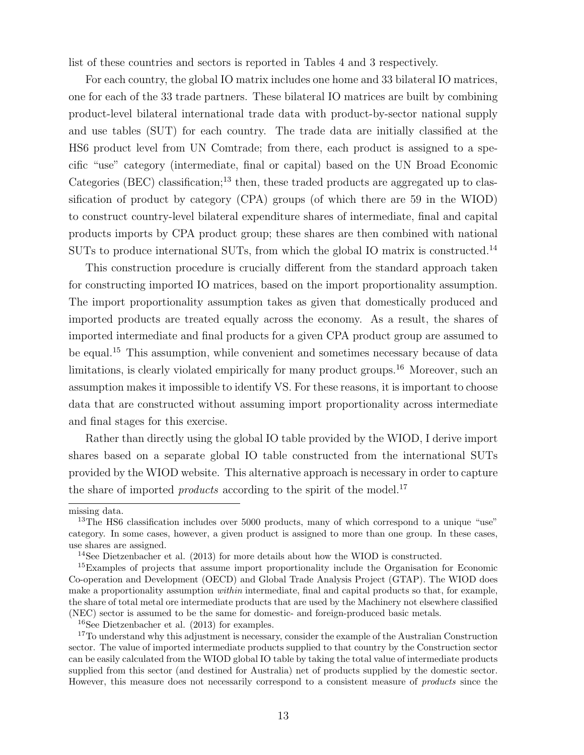list of these countries and sectors is reported in Tables 4 and 3 respectively.

For each country, the global IO matrix includes one home and 33 bilateral IO matrices, one for each of the 33 trade partners. These bilateral IO matrices are built by combining product-level bilateral international trade data with product-by-sector national supply and use tables (SUT) for each country. The trade data are initially classified at the HS6 product level from UN Comtrade; from there, each product is assigned to a specific "use" category (intermediate, final or capital) based on the UN Broad Economic Categories (BEC) classification;[13] then, these traded products are aggregated up to classification of product by category (CPA) groups (of which there are 59 in the WIOD) to construct country-level bilateral expenditure shares of intermediate, final and capital products imports by CPA product group; these shares are then combined with national SUTs to produce international SUTs, from which the global IO matrix is constructed.[14]

This construction procedure is crucially different from the standard approach taken for constructing imported IO matrices, based on the import proportionality assumption. The import proportionality assumption takes as given that domestically produced and imported products are treated equally across the economy. As a result, the shares of imported intermediate and final products for a given CPA product group are assumed to be equal.[15] This assumption, while convenient and sometimes necessary because of data limitations, is clearly violated empirically for many product groups.[16] Moreover, such an assumption makes it impossible to identify VS. For these reasons, it is important to choose data that are constructed without assuming import proportionality across intermediate and final stages for this exercise.

Rather than directly using the global IO table provided by the WIOD, I derive import shares based on a separate global IO table constructed from the international SUTs provided by the WIOD website. This alternative approach is necessary in order to capture the share of imported *products* according to the spirit of the model.[17]

---

missing data.

[13] The HS6 classification includes over 5000 products, many of which correspond to a unique "use" category. In some cases, however, a given product is assigned to more than one group. In these cases, use shares are assigned.

[14] See Dietzenbacher et al. (2013) for more details about how the WIOD is constructed.

[15] Examples of projects that assume import proportionality include the Organisation for Economic Co-operation and Development (OECD) and Global Trade Analysis Project (GTAP). The WIOD does make a proportionality assumption *within* intermediate, final and capital products so that, for example, the share of total metal ore intermediate products that are used by the Machinery not elsewhere classified (NEC) sector is assumed to be the same for domestic- and foreign-produced basic metals.

[16] See Dietzenbacher et al. (2013) for examples.

[17] To understand why this adjustment is necessary, consider the example of the Australian Construction sector. The value of imported intermediate products supplied to that country by the Construction sector can be easily calculated from the WIOD global IO table by taking the total value of intermediate products supplied from this sector (and destined for Australia) net of products supplied by the domestic sector. However, this measure does not necessarily correspond to a consistent measure of *products* since the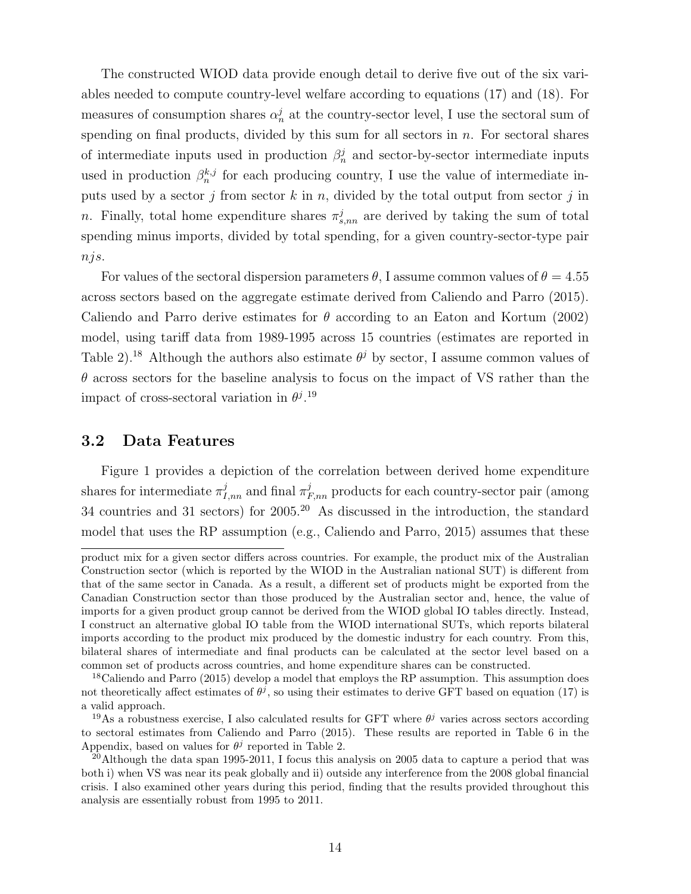The constructed WIOD data provide enough detail to derive five out of the six variables needed to compute country-level welfare according to equations (17) and (18). For measures of consumption shares $\alpha_n^j$ at the country-sector level, I use the sectoral sum of spending on final products, divided by this sum for all sectors in $n$. For sectoral shares of intermediate inputs used in production $\beta_n^j$ and sector-by-sector intermediate inputs used in production $\beta_n^{k,j}$ for each producing country, I use the value of intermediate inputs used by a sector $j$ from sector $k$ in $n$, divided by the total output from sector $j$ in $n$. Finally, total home expenditure shares $\pi_{s,nn}^j$ are derived by taking the sum of total spending minus imports, divided by total spending, for a given country-sector-type pair $njs$.

For values of the sectoral dispersion parameters $\theta$, I assume common values of $\theta = 4.55$ across sectors based on the aggregate estimate derived from Caliendo and Parro (2015). Caliendo and Parro derive estimates for $\theta$ according to an Eaton and Kortum (2002) model, using tariff data from 1989-1995 across 15 countries (estimates are reported in Table 2).[18] Although the authors also estimate $\theta^j$ by sector, I assume common values of $\theta$ across sectors for the baseline analysis to focus on the impact of VS rather than the impact of cross-sectoral variation in $\theta^j$.[19]

## 3.2 Data Features

Figure 1 provides a depiction of the correlation between derived home expenditure shares for intermediate $\pi_{I,nn}^j$ and final $\pi_{F,nn}^j$ products for each country-sector pair (among 34 countries and 31 sectors) for 2005.[20] As discussed in the introduction, the standard model that uses the RP assumption (e.g., Caliendo and Parro, 2015) assumes that these

---

product mix for a given sector differs across countries. For example, the product mix of the Australian Construction sector (which is reported by the WIOD in the Australian national SUT) is different from that of the same sector in Canada. As a result, a different set of products might be exported from the Canadian Construction sector than those produced by the Australian sector and, hence, the value of imports for a given product group cannot be derived from the WIOD global IO tables directly. Instead, I construct an alternative global IO table from the WIOD international SUTs, which reports bilateral imports according to the product mix produced by the domestic industry for each country. From this, bilateral shares of intermediate and final products can be calculated at the sector level based on a common set of products across countries, and home expenditure shares can be constructed.

[18] Caliendo and Parro (2015) develop a model that employs the RP assumption. This assumption does not theoretically affect estimates of $\theta^j$, so using their estimates to derive GFT based on equation (17) is a valid approach.

[19] As a robustness exercise, I also calculated results for GFT where $\theta^j$ varies across sectors according to sectoral estimates from Caliendo and Parro (2015). These results are reported in Table 6 in the Appendix, based on values for $\theta^j$ reported in Table 2.

[20] Although the data span 1995-2011, I focus this analysis on 2005 data to capture a period that was both i) when VS was near its peak globally and ii) outside any interference from the 2008 global financial crisis. I also examined other years during this period, finding that the results provided throughout this analysis are essentially robust from 1995 to 2011.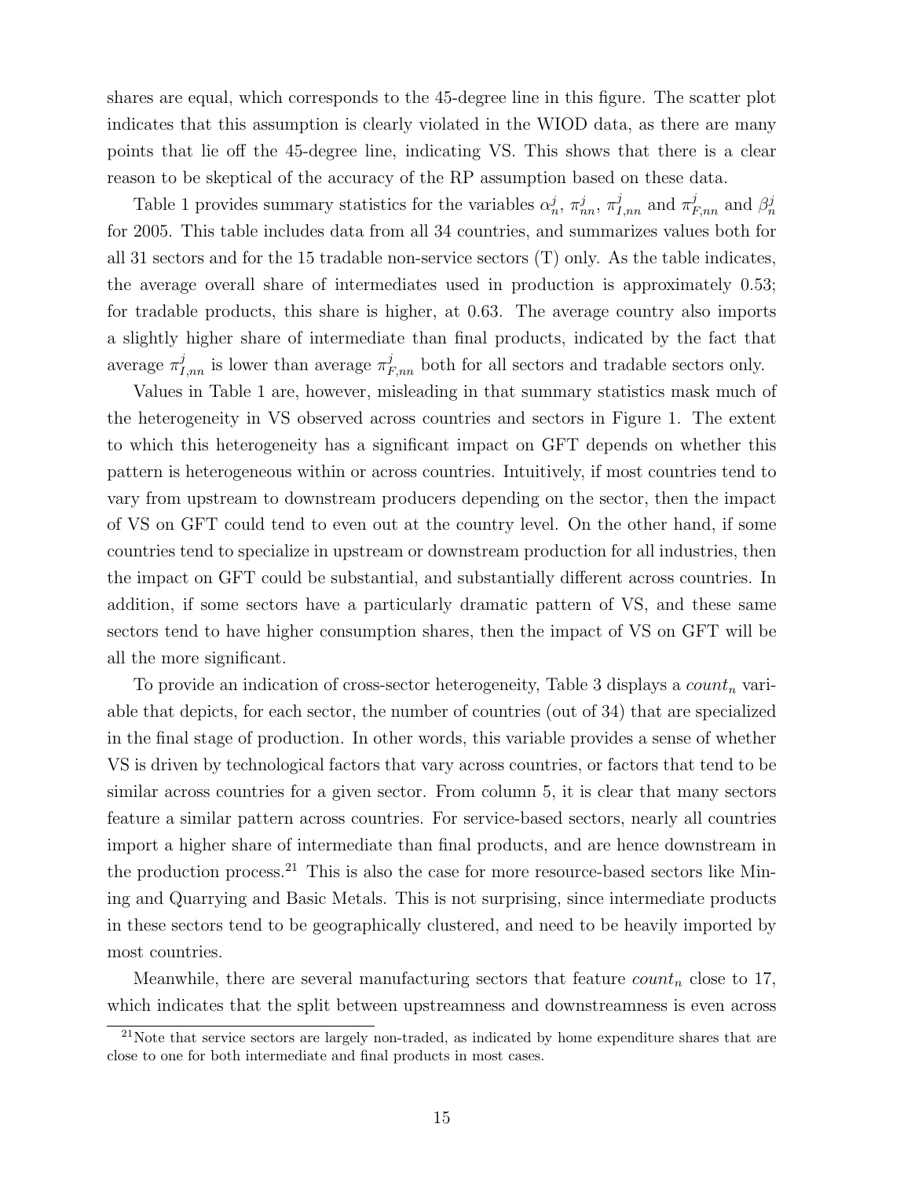shares are equal, which corresponds to the 45-degree line in this figure. The scatter plot indicates that this assumption is clearly violated in the WIOD data, as there are many points that lie off the 45-degree line, indicating VS. This shows that there is a clear reason to be skeptical of the accuracy of the RP assumption based on these data.

Table 1 provides summary statistics for the variables $\alpha_n^j$, $\pi_{nn}^j$, $\pi_{I,nn}^j$ and $\pi_{F,nn}^j$ and $\beta_n^j$ for 2005. This table includes data from all 34 countries, and summarizes values both for all 31 sectors and for the 15 tradable non-service sectors (T) only. As the table indicates, the average overall share of intermediates used in production is approximately 0.53; for tradable products, this share is higher, at 0.63. The average country also imports a slightly higher share of intermediate than final products, indicated by the fact that average $\pi_{I,nn}^j$ is lower than average $\pi_{F,nn}^j$ both for all sectors and tradable sectors only.

Values in Table 1 are, however, misleading in that summary statistics mask much of the heterogeneity in VS observed across countries and sectors in Figure 1. The extent to which this heterogeneity has a significant impact on GFT depends on whether this pattern is heterogeneous within or across countries. Intuitively, if most countries tend to vary from upstream to downstream producers depending on the sector, then the impact of VS on GFT could tend to even out at the country level. On the other hand, if some countries tend to specialize in upstream or downstream production for all industries, then the impact on GFT could be substantial, and substantially different across countries. In addition, if some sectors have a particularly dramatic pattern of VS, and these same sectors tend to have higher consumption shares, then the impact of VS on GFT will be all the more significant.

To provide an indication of cross-sector heterogeneity, Table 3 displays a $count_n$ variable that depicts, for each sector, the number of countries (out of 34) that are specialized in the final stage of production. In other words, this variable provides a sense of whether VS is driven by technological factors that vary across countries, or factors that tend to be similar across countries for a given sector. From column 5, it is clear that many sectors feature a similar pattern across countries. For service-based sectors, nearly all countries import a higher share of intermediate than final products, and are hence downstream in the production process.[21] This is also the case for more resource-based sectors like Mining and Quarrying and Basic Metals. This is not surprising, since intermediate products in these sectors tend to be geographically clustered, and need to be heavily imported by most countries.

Meanwhile, there are several manufacturing sectors that feature $count_n$ close to 17, which indicates that the split between upstreamness and downstreamness is even across

[21] Note that service sectors are largely non-traded, as indicated by home expenditure shares that are close to one for both intermediate and final products in most cases.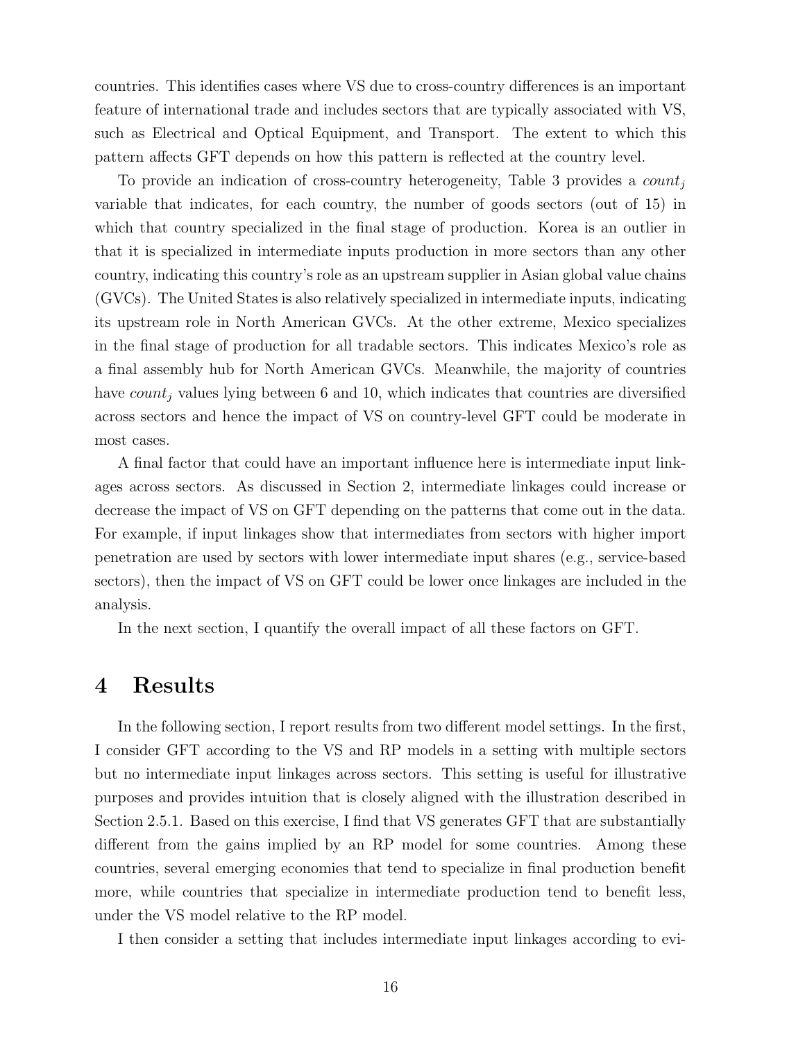countries. This identifies cases where VS due to cross-country differences is an important feature of international trade and includes sectors that are typically associated with VS, such as Electrical and Optical Equipment, and Transport. The extent to which this pattern affects GFT depends on how this pattern is reflected at the country level.

To provide an indication of cross-country heterogeneity, Table 3 provides a $count_j$ variable that indicates, for each country, the number of goods sectors (out of 15) in which that country specialized in the final stage of production. Korea is an outlier in that it is specialized in intermediate inputs production in more sectors than any other country, indicating this country's role as an upstream supplier in Asian global value chains (GVCs). The United States is also relatively specialized in intermediate inputs, indicating its upstream role in North American GVCs. At the other extreme, Mexico specializes in the final stage of production for all tradable sectors. This indicates Mexico's role as a final assembly hub for North American GVCs. Meanwhile, the majority of countries have $count_j$ values lying between 6 and 10, which indicates that countries are diversified across sectors and hence the impact of VS on country-level GFT could be moderate in most cases.

A final factor that could have an important influence here is intermediate input linkages across sectors. As discussed in Section 2, intermediate linkages could increase or decrease the impact of VS on GFT depending on the patterns that come out in the data. For example, if input linkages show that intermediates from sectors with higher import penetration are used by sectors with lower intermediate input shares (e.g., service-based sectors), then the impact of VS on GFT could be lower once linkages are included in the analysis.

In the next section, I quantify the overall impact of all these factors on GFT.

# 4 Results

In the following section, I report results from two different model settings. In the first, I consider GFT according to the VS and RP models in a setting with multiple sectors but no intermediate input linkages across sectors. This setting is useful for illustrative purposes and provides intuition that is closely aligned with the illustration described in Section 2.5.1. Based on this exercise, I find that VS generates GFT that are substantially different from the gains implied by an RP model for some countries. Among these countries, several emerging economies that tend to specialize in final production benefit more, while countries that specialize in intermediate production tend to benefit less, under the VS model relative to the RP model.

I then consider a setting that includes intermediate input linkages according to evi-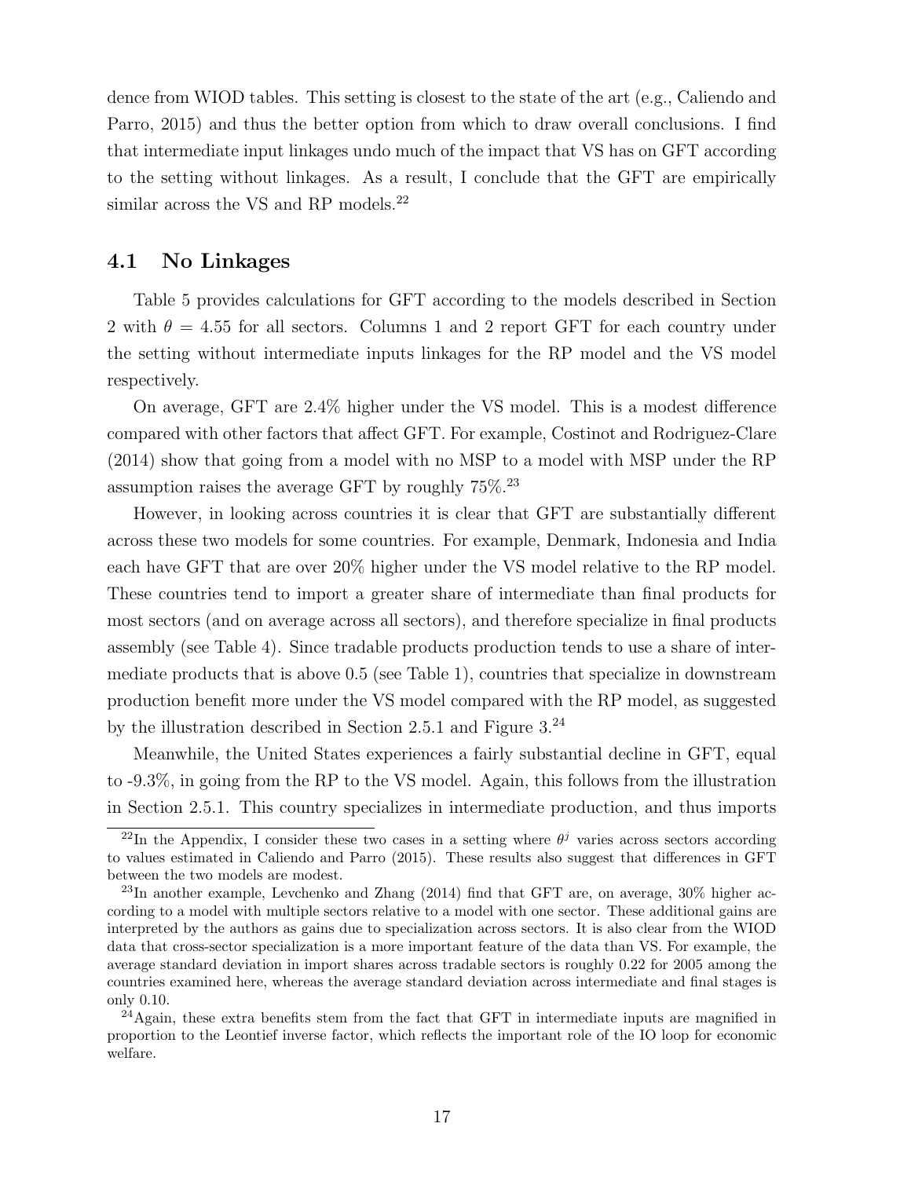dence from WIOD tables. This setting is closest to the state of the art (e.g., Caliendo and Parro, 2015) and thus the better option from which to draw overall conclusions. I find that intermediate input linkages undo much of the impact that VS has on GFT according to the setting without linkages. As a result, I conclude that the GFT are empirically similar across the VS and RP models.[22]

## 4.1 No Linkages

Table 5 provides calculations for GFT according to the models described in Section 2 with $\theta = 4.55$ for all sectors. Columns 1 and 2 report GFT for each country under the setting without intermediate inputs linkages for the RP model and the VS model respectively.

On average, GFT are 2.4% higher under the VS model. This is a modest difference compared with other factors that affect GFT. For example, Costinot and Rodriguez-Clare (2014) show that going from a model with no MSP to a model with MSP under the RP assumption raises the average GFT by roughly 75%.[23]

However, in looking across countries it is clear that GFT are substantially different across these two models for some countries. For example, Denmark, Indonesia and India each have GFT that are over 20% higher under the VS model relative to the RP model. These countries tend to import a greater share of intermediate than final products for most sectors (and on average across all sectors), and therefore specialize in final products assembly (see Table 4). Since tradable products production tends to use a share of intermediate products that is above 0.5 (see Table 1), countries that specialize in downstream production benefit more under the VS model compared with the RP model, as suggested by the illustration described in Section 2.5.1 and Figure 3.[24]

Meanwhile, the United States experiences a fairly substantial decline in GFT, equal to -9.3%, in going from the RP to the VS model. Again, this follows from the illustration in Section 2.5.1. This country specializes in intermediate production, and thus imports

[22] In the Appendix, I consider these two cases in a setting where $\theta^j$ varies across sectors according to values estimated in Caliendo and Parro (2015). These results also suggest that differences in GFT between the two models are modest.

[23] In another example, Levchenko and Zhang (2014) find that GFT are, on average, 30% higher according to a model with multiple sectors relative to a model with one sector. These additional gains are interpreted by the authors as gains due to specialization across sectors. It is also clear from the WIOD data that cross-sector specialization is a more important feature of the data than VS. For example, the average standard deviation in import shares across tradable sectors is roughly 0.22 for 2005 among the countries examined here, whereas the average standard deviation across intermediate and final stages is only 0.10.

[24] Again, these extra benefits stem from the fact that GFT in intermediate inputs are magnified in proportion to the Leontief inverse factor, which reflects the important role of the IO loop for economic welfare.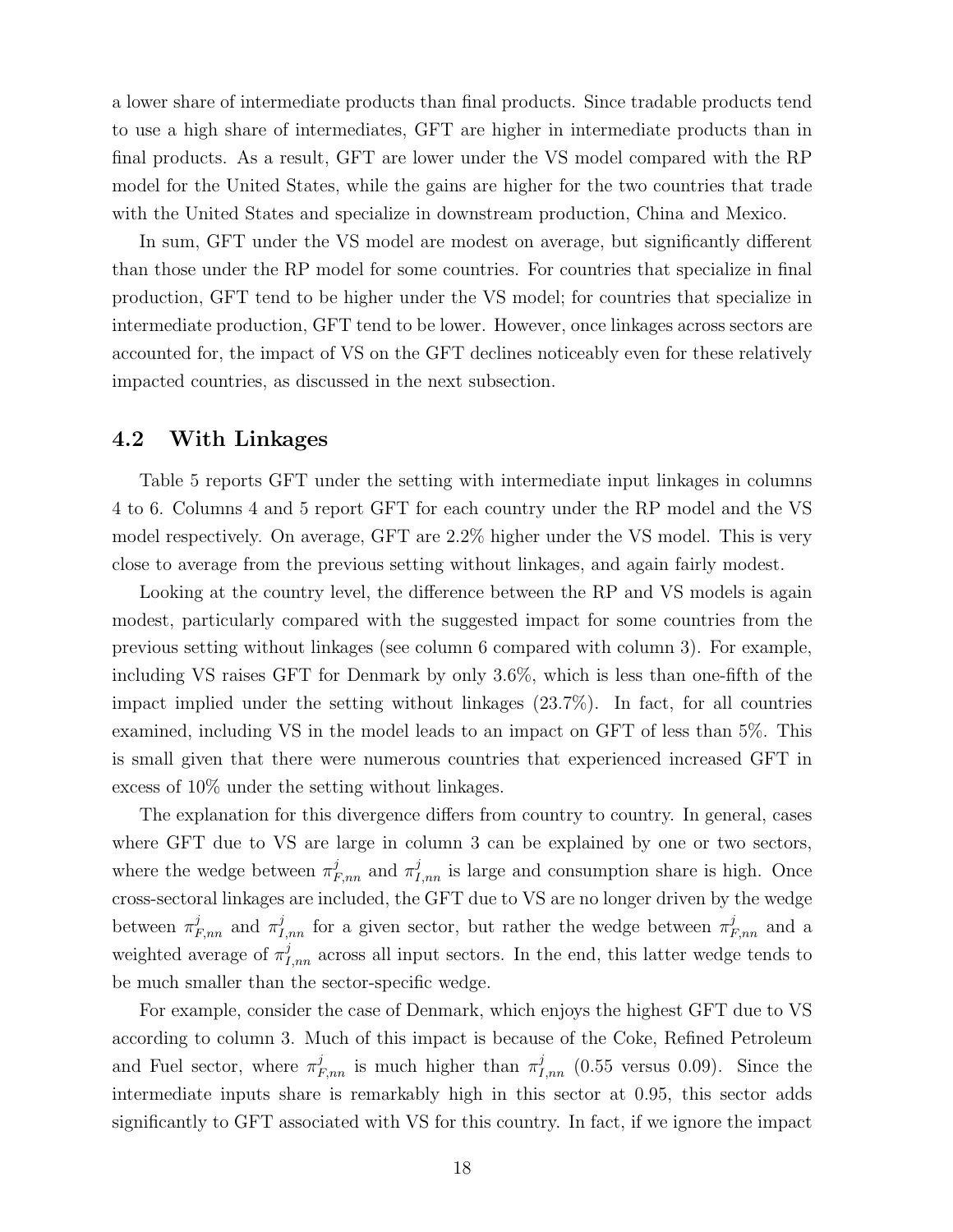a lower share of intermediate products than final products. Since tradable products tend to use a high share of intermediates, GFT are higher in intermediate products than in final products. As a result, GFT are lower under the VS model compared with the RP model for the United States, while the gains are higher for the two countries that trade with the United States and specialize in downstream production, China and Mexico.

In sum, GFT under the VS model are modest on average, but significantly different than those under the RP model for some countries. For countries that specialize in final production, GFT tend to be higher under the VS model; for countries that specialize in intermediate production, GFT tend to be lower. However, once linkages across sectors are accounted for, the impact of VS on the GFT declines noticeably even for these relatively impacted countries, as discussed in the next subsection.

## 4.2 With Linkages

Table 5 reports GFT under the setting with intermediate input linkages in columns 4 to 6. Columns 4 and 5 report GFT for each country under the RP model and the VS model respectively. On average, GFT are 2.2% higher under the VS model. This is very close to average from the previous setting without linkages, and again fairly modest.

Looking at the country level, the difference between the RP and VS models is again modest, particularly compared with the suggested impact for some countries from the previous setting without linkages (see column 6 compared with column 3). For example, including VS raises GFT for Denmark by only 3.6%, which is less than one-fifth of the impact implied under the setting without linkages (23.7%). In fact, for all countries examined, including VS in the model leads to an impact on GFT of less than 5%. This is small given that there were numerous countries that experienced increased GFT in excess of 10% under the setting without linkages.

The explanation for this divergence differs from country to country. In general, cases where GFT due to VS are large in column 3 can be explained by one or two sectors, where the wedge between $\pi^{j}_{F,nn}$ and $\pi^{j}_{I,nn}$ is large and consumption share is high. Once cross-sectoral linkages are included, the GFT due to VS are no longer driven by the wedge between $\pi^{j}_{F,nn}$ and $\pi^{j}_{I,nn}$ for a given sector, but rather the wedge between $\pi^{j}_{F,nn}$ and a weighted average of $\pi^{j}_{I,nn}$ across all input sectors. In the end, this latter wedge tends to be much smaller than the sector-specific wedge.

For example, consider the case of Denmark, which enjoys the highest GFT due to VS according to column 3. Much of this impact is because of the Coke, Refined Petroleum and Fuel sector, where $\pi^{j}_{F,nn}$ is much higher than $\pi^{j}_{I,nn}$ (0.55 versus 0.09). Since the intermediate inputs share is remarkably high in this sector at 0.95, this sector adds significantly to GFT associated with VS for this country. In fact, if we ignore the impact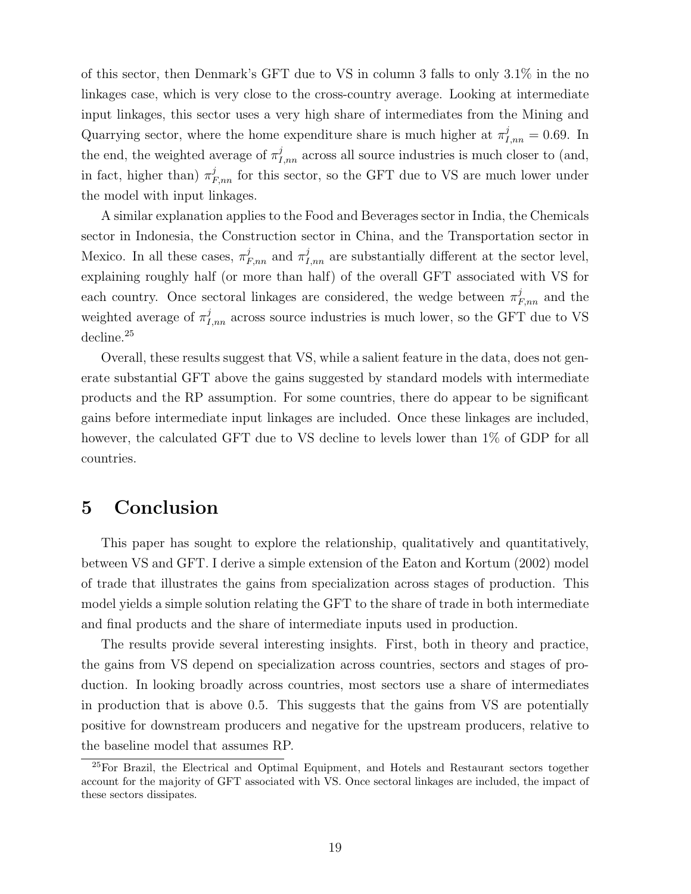of this sector, then Denmark's GFT due to VS in column 3 falls to only 3.1% in the no linkages case, which is very close to the cross-country average. Looking at intermediate input linkages, this sector uses a very high share of intermediates from the Mining and Quarrying sector, where the home expenditure share is much higher at $\pi^j_{I,nn} = 0.69$. In the end, the weighted average of $\pi^j_{I,nn}$ across all source industries is much closer to (and, in fact, higher than) $\pi^j_{F,nn}$ for this sector, so the GFT due to VS are much lower under the model with input linkages.

A similar explanation applies to the Food and Beverages sector in India, the Chemicals sector in Indonesia, the Construction sector in China, and the Transportation sector in Mexico. In all these cases, $\pi^j_{F,nn}$ and $\pi^j_{I,nn}$ are substantially different at the sector level, explaining roughly half (or more than half) of the overall GFT associated with VS for each country. Once sectoral linkages are considered, the wedge between $\pi^j_{F,nn}$ and the weighted average of $\pi^j_{I,nn}$ across source industries is much lower, so the GFT due to VS decline.[25]

Overall, these results suggest that VS, while a salient feature in the data, does not generate substantial GFT above the gains suggested by standard models with intermediate products and the RP assumption. For some countries, there do appear to be significant gains before intermediate input linkages are included. Once these linkages are included, however, the calculated GFT due to VS decline to levels lower than 1% of GDP for all countries.

# 5 Conclusion

This paper has sought to explore the relationship, qualitatively and quantitatively, between VS and GFT. I derive a simple extension of the Eaton and Kortum (2002) model of trade that illustrates the gains from specialization across stages of production. This model yields a simple solution relating the GFT to the share of trade in both intermediate and final products and the share of intermediate inputs used in production.

The results provide several interesting insights. First, both in theory and practice, the gains from VS depend on specialization across countries, sectors and stages of production. In looking broadly across countries, most sectors use a share of intermediates in production that is above 0.5. This suggests that the gains from VS are potentially positive for downstream producers and negative for the upstream producers, relative to the baseline model that assumes RP.

[25] For Brazil, the Electrical and Optimal Equipment, and Hotels and Restaurant sectors together account for the majority of GFT associated with VS. Once sectoral linkages are included, the impact of these sectors dissipates.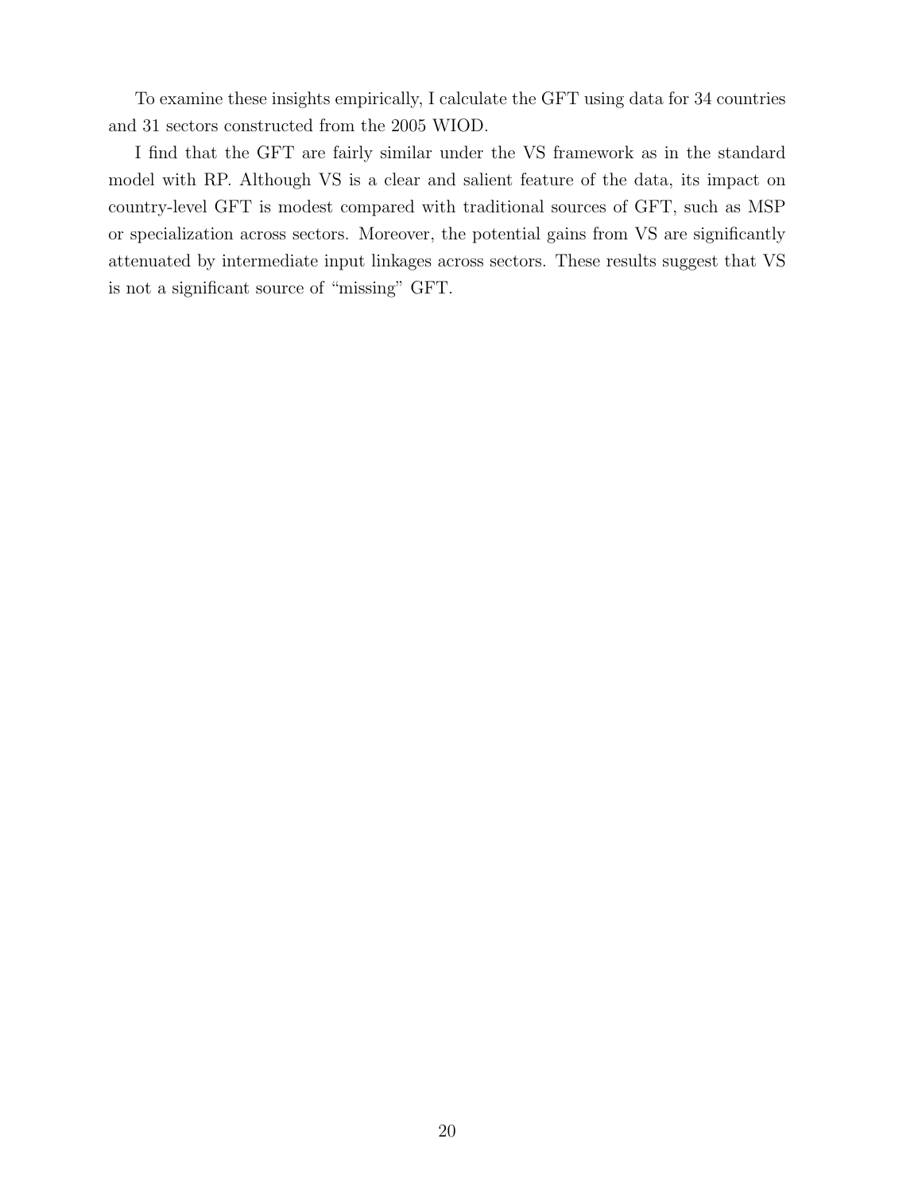To examine these insights empirically, I calculate the GFT using data for 34 countries and 31 sectors constructed from the 2005 WIOD.

I find that the GFT are fairly similar under the VS framework as in the standard model with RP. Although VS is a clear and salient feature of the data, its impact on country-level GFT is modest compared with traditional sources of GFT, such as MSP or specialization across sectors. Moreover, the potential gains from VS are significantly attenuated by intermediate input linkages across sectors. These results suggest that VS is not a significant source of "missing" GFT.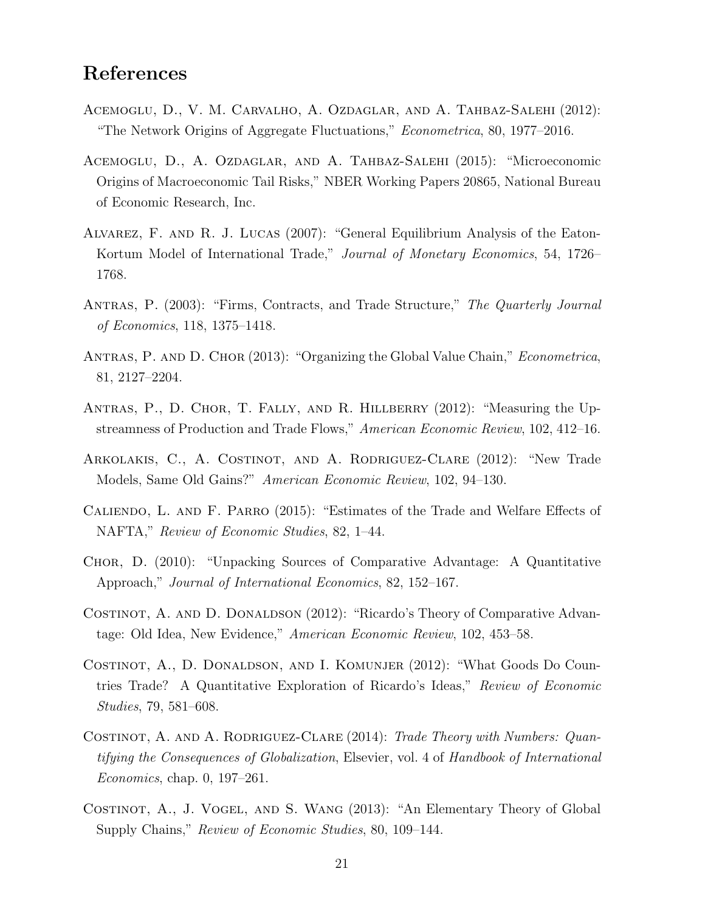# References

Acemoglu, D., V. M. Carvalho, A. Ozdaglar, and A. Tahbaz-Salehi (2012): "The Network Origins of Aggregate Fluctuations," *Econometrica*, 80, 1977–2016.

Acemoglu, D., A. Ozdaglar, and A. Tahbaz-Salehi (2015): "Microeconomic Origins of Macroeconomic Tail Risks," NBER Working Papers 20865, National Bureau of Economic Research, Inc.

Alvarez, F. and R. J. Lucas (2007): "General Equilibrium Analysis of the Eaton-Kortum Model of International Trade," *Journal of Monetary Economics*, 54, 1726–1768.

Antras, P. (2003): "Firms, Contracts, and Trade Structure," *The Quarterly Journal of Economics*, 118, 1375–1418.

Antras, P. and D. Chor (2013): "Organizing the Global Value Chain," *Econometrica*, 81, 2127–2204.

Antras, P., D. Chor, T. Fally, and R. Hillberry (2012): "Measuring the Upstreamness of Production and Trade Flows," *American Economic Review*, 102, 412–16.

Arkolakis, C., A. Costinot, and A. Rodriguez-Clare (2012): "New Trade Models, Same Old Gains?" *American Economic Review*, 102, 94–130.

Caliendo, L. and F. Parro (2015): "Estimates of the Trade and Welfare Effects of NAFTA," *Review of Economic Studies*, 82, 1–44.

Chor, D. (2010): "Unpacking Sources of Comparative Advantage: A Quantitative Approach," *Journal of International Economics*, 82, 152–167.

Costinot, A. and D. Donaldson (2012): "Ricardo's Theory of Comparative Advantage: Old Idea, New Evidence," *American Economic Review*, 102, 453–58.

Costinot, A., D. Donaldson, and I. Komunjer (2012): "What Goods Do Countries Trade? A Quantitative Exploration of Ricardo's Ideas," *Review of Economic Studies*, 79, 581–608.

Costinot, A. and A. Rodriguez-Clare (2014): *Trade Theory with Numbers: Quantifying the Consequences of Globalization*, Elsevier, vol. 4 of *Handbook of International Economics*, chap. 0, 197–261.

Costinot, A., J. Vogel, and S. Wang (2013): "An Elementary Theory of Global Supply Chains," *Review of Economic Studies*, 80, 109–144.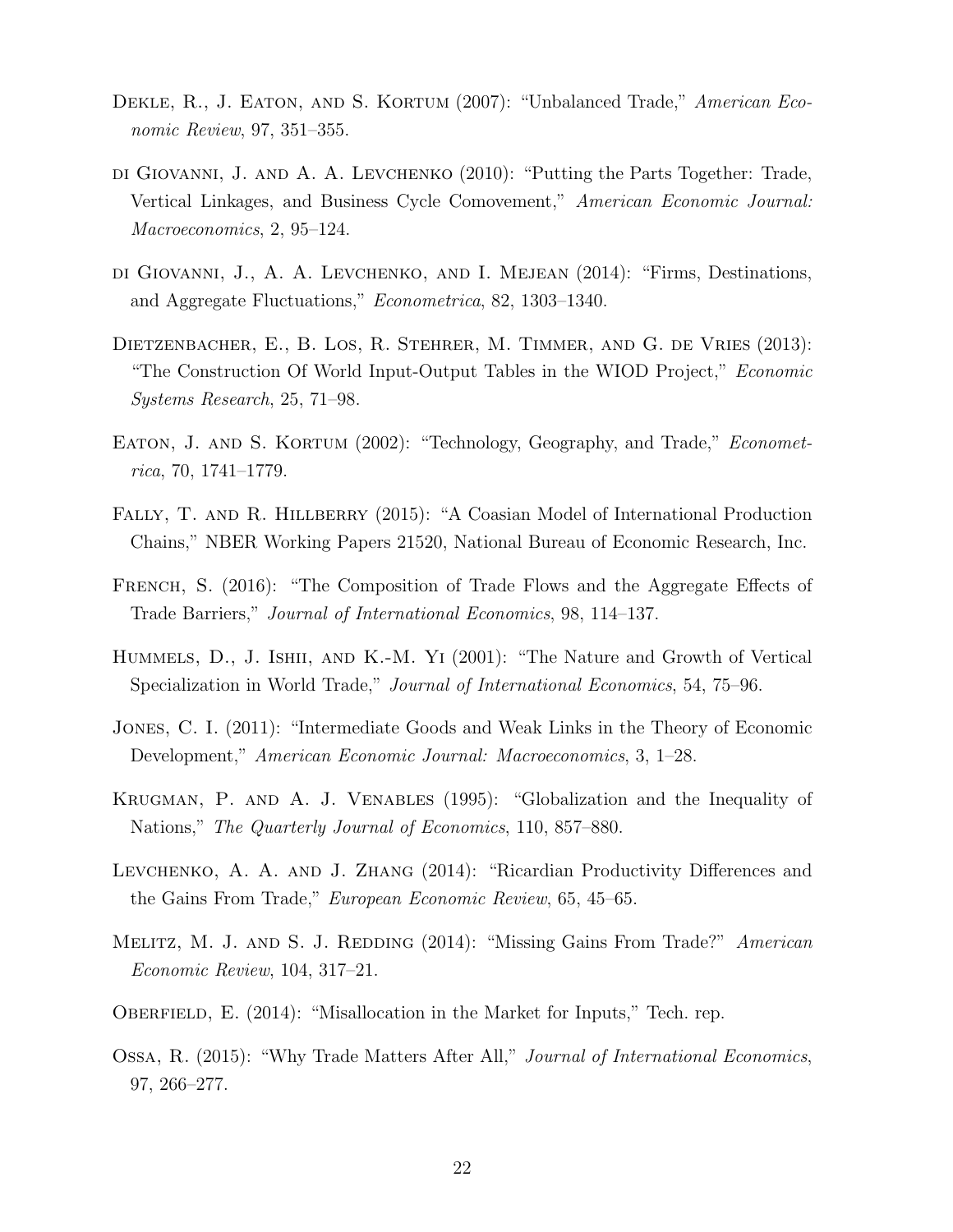Dekle, R., J. Eaton, and S. Kortum (2007): "Unbalanced Trade," *American Economic Review*, 97, 351–355.

di Giovanni, J. and A. A. Levchenko (2010): "Putting the Parts Together: Trade, Vertical Linkages, and Business Cycle Comovement," *American Economic Journal: Macroeconomics*, 2, 95–124.

di Giovanni, J., A. A. Levchenko, and I. Mejean (2014): "Firms, Destinations, and Aggregate Fluctuations," *Econometrica*, 82, 1303–1340.

Dietzenbacher, E., B. Los, R. Stehrer, M. Timmer, and G. de Vries (2013): "The Construction Of World Input-Output Tables in the WIOD Project," *Economic Systems Research*, 25, 71–98.

Eaton, J. and S. Kortum (2002): "Technology, Geography, and Trade," *Econometrica*, 70, 1741–1779.

Fally, T. and R. Hillberry (2015): "A Coasian Model of International Production Chains," NBER Working Papers 21520, National Bureau of Economic Research, Inc.

French, S. (2016): "The Composition of Trade Flows and the Aggregate Effects of Trade Barriers," *Journal of International Economics*, 98, 114–137.

Hummels, D., J. Ishii, and K.-M. Yi (2001): "The Nature and Growth of Vertical Specialization in World Trade," *Journal of International Economics*, 54, 75–96.

Jones, C. I. (2011): "Intermediate Goods and Weak Links in the Theory of Economic Development," *American Economic Journal: Macroeconomics*, 3, 1–28.

Krugman, P. and A. J. Venables (1995): "Globalization and the Inequality of Nations," *The Quarterly Journal of Economics*, 110, 857–880.

Levchenko, A. A. and J. Zhang (2014): "Ricardian Productivity Differences and the Gains From Trade," *European Economic Review*, 65, 45–65.

Melitz, M. J. and S. J. Redding (2014): "Missing Gains From Trade?" *American Economic Review*, 104, 317–21.

Oberfield, E. (2014): "Misallocation in the Market for Inputs," Tech. rep.

Ossa, R. (2015): "Why Trade Matters After All," *Journal of International Economics*, 97, 266–277.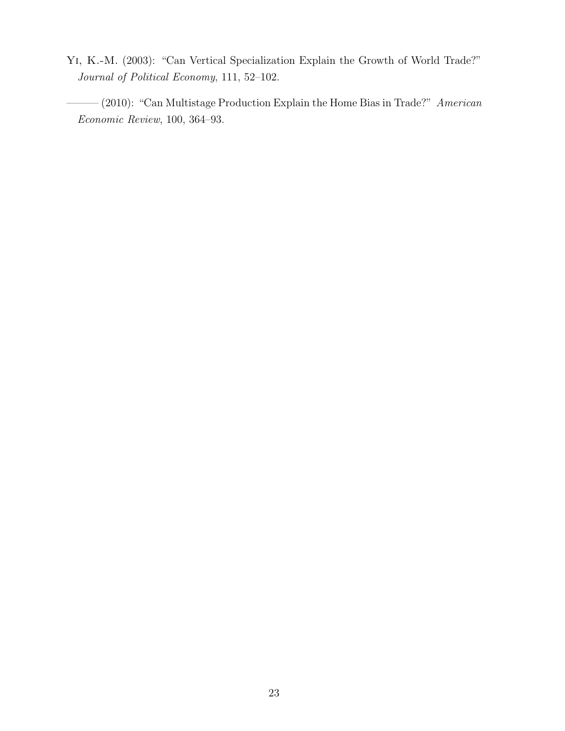Yi, K.-M. (2003): "Can Vertical Specialization Explain the Growth of World Trade?" *Journal of Political Economy*, 111, 52–102.

——— (2010): "Can Multistage Production Explain the Home Bias in Trade?" *American Economic Review*, 100, 364–93.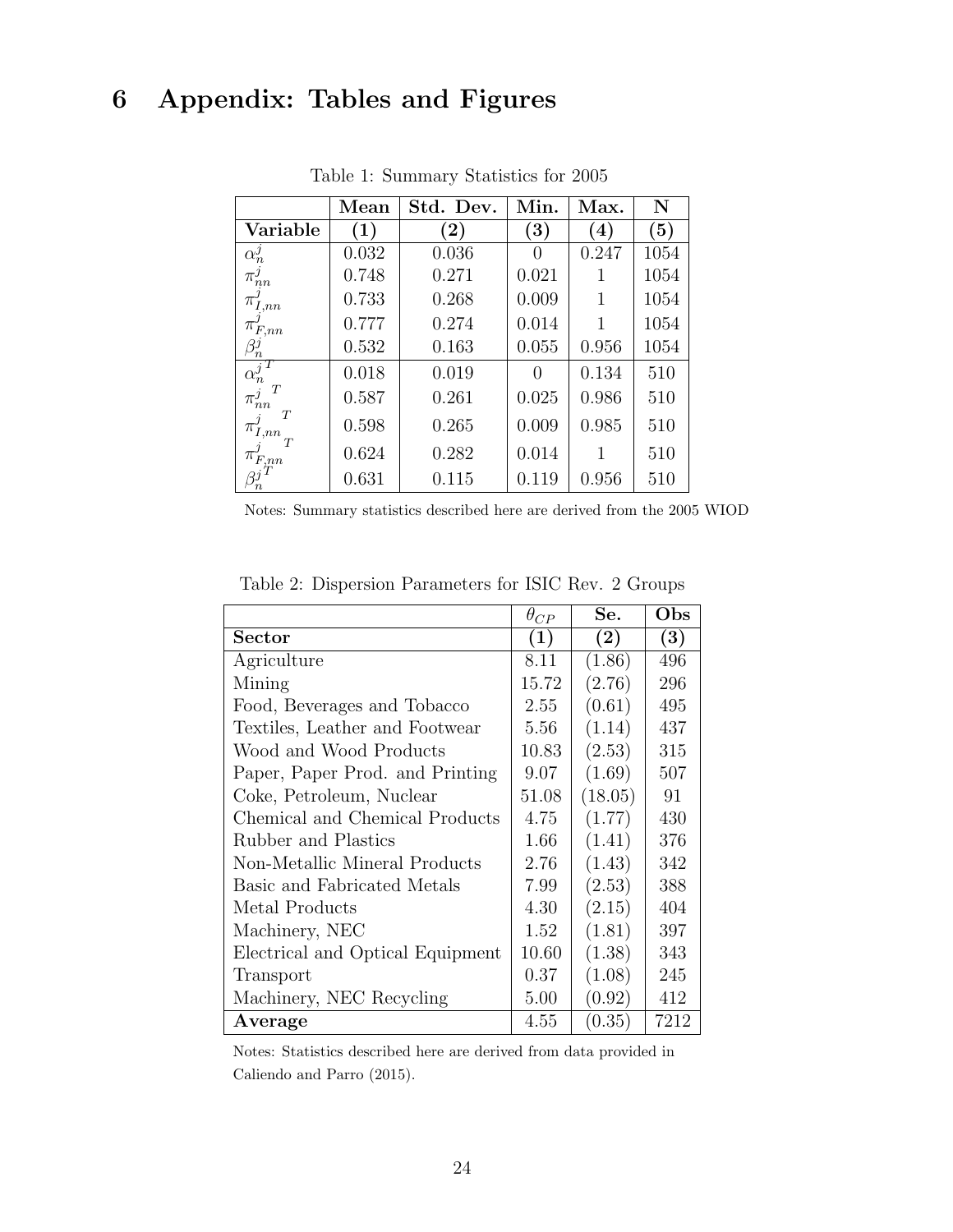# 6 Appendix: Tables and Figures

Table 1: Summary Statistics for 2005

| | Mean | Std. Dev. | Min. | Max. | N |
|---|---|---|---|---|---|
| **Variable** | **(1)** | **(2)** | **(3)** | **(4)** | **(5)** |
| $\alpha_n^j$ | 0.032 | 0.036 | 0 | 0.247 | 1054 |
| $\pi_{nn}^j$ | 0.748 | 0.271 | 0.021 | 1 | 1054 |
| $\pi_{I,nn}^j$ | 0.733 | 0.268 | 0.009 | 1 | 1054 |
| $\pi_{F,nn}^j$ | 0.777 | 0.274 | 0.014 | 1 | 1054 |
| $\beta_n^j$ | 0.532 | 0.163 | 0.055 | 0.956 | 1054 |
| ${\alpha_n^j}^T$ | 0.018 | 0.019 | 0 | 0.134 | 510 |
| ${\pi_{nn}^j}^T$ | 0.587 | 0.261 | 0.025 | 0.986 | 510 |
| ${\pi_{I,nn}^j}^T$ | 0.598 | 0.265 | 0.009 | 0.985 | 510 |
| ${\pi_{F,nn}^j}^T$ | 0.624 | 0.282 | 0.014 | 1 | 510 |
| ${\beta_n^j}^T$ | 0.631 | 0.115 | 0.119 | 0.956 | 510 |

Notes: Summary statistics described here are derived from the 2005 WIOD

Table 2: Dispersion Parameters for ISIC Rev. 2 Groups

| | $\theta_{CP}$ | Se. | Obs |
|---|---|---|---|
| **Sector** | **(1)** | **(2)** | **(3)** |
| Agriculture | 8.11 | (1.86) | 496 |
| Mining | 15.72 | (2.76) | 296 |
| Food, Beverages and Tobacco | 2.55 | (0.61) | 495 |
| Textiles, Leather and Footwear | 5.56 | (1.14) | 437 |
| Wood and Wood Products | 10.83 | (2.53) | 315 |
| Paper, Paper Prod. and Printing | 9.07 | (1.69) | 507 |
| Coke, Petroleum, Nuclear | 51.08 | (18.05) | 91 |
| Chemical and Chemical Products | 4.75 | (1.77) | 430 |
| Rubber and Plastics | 1.66 | (1.41) | 376 |
| Non-Metallic Mineral Products | 2.76 | (1.43) | 342 |
| Basic and Fabricated Metals | 7.99 | (2.53) | 388 |
| Metal Products | 4.30 | (2.15) | 404 |
| Machinery, NEC | 1.52 | (1.81) | 397 |
| Electrical and Optical Equipment | 10.60 | (1.38) | 343 |
| Transport | 0.37 | (1.08) | 245 |
| Machinery, NEC Recycling | 5.00 | (0.92) | 412 |
| **Average** | 4.55 | (0.35) | 7212 |

Notes: Statistics described here are derived from data provided in Caliendo and Parro (2015).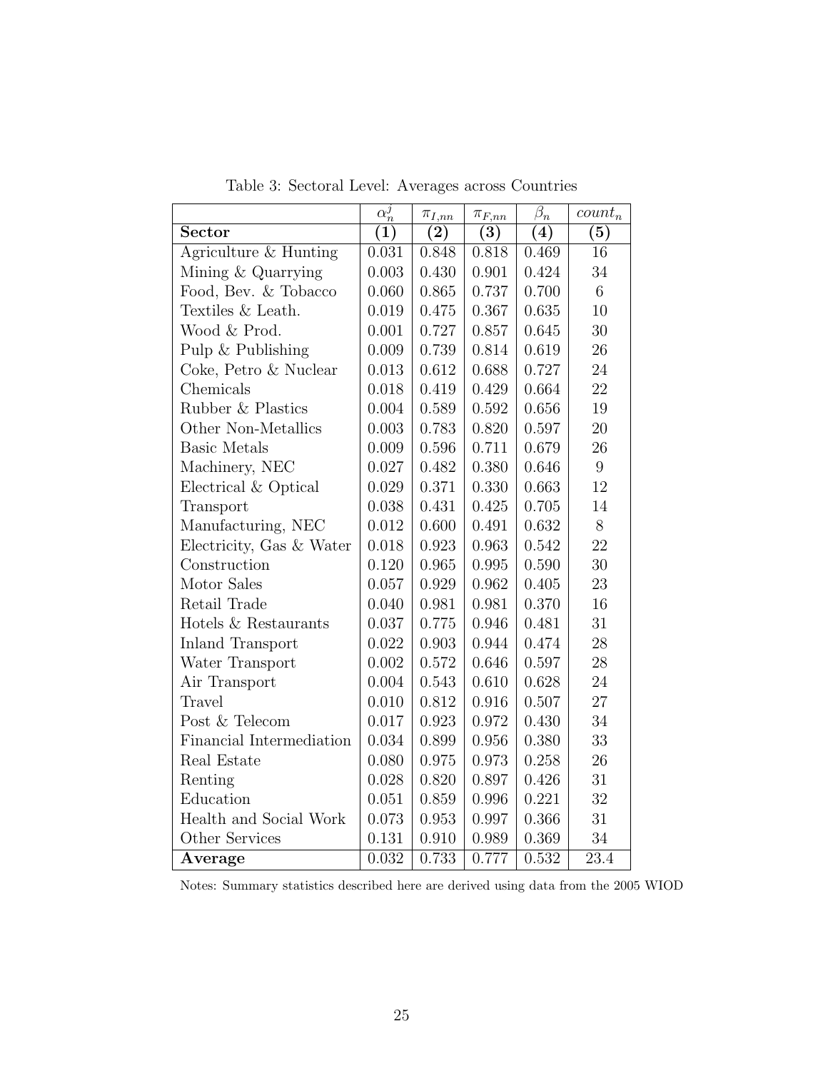Table 3: Sectoral Level: Averages across Countries

| | $\alpha_n^j$ | $\pi_{I,nn}$ | $\pi_{F,nn}$ | $\beta_n$ | $count_n$ |
|---|---|---|---|---|---|
| **Sector** | **(1)** | **(2)** | **(3)** | **(4)** | **(5)** |
| Agriculture & Hunting | 0.031 | 0.848 | 0.818 | 0.469 | 16 |
| Mining & Quarrying | 0.003 | 0.430 | 0.901 | 0.424 | 34 |
| Food, Bev. & Tobacco | 0.060 | 0.865 | 0.737 | 0.700 | 6 |
| Textiles & Leath. | 0.019 | 0.475 | 0.367 | 0.635 | 10 |
| Wood & Prod. | 0.001 | 0.727 | 0.857 | 0.645 | 30 |
| Pulp & Publishing | 0.009 | 0.739 | 0.814 | 0.619 | 26 |
| Coke, Petro & Nuclear | 0.013 | 0.612 | 0.688 | 0.727 | 24 |
| Chemicals | 0.018 | 0.419 | 0.429 | 0.664 | 22 |
| Rubber & Plastics | 0.004 | 0.589 | 0.592 | 0.656 | 19 |
| Other Non-Metallics | 0.003 | 0.783 | 0.820 | 0.597 | 20 |
| Basic Metals | 0.009 | 0.596 | 0.711 | 0.679 | 26 |
| Machinery, NEC | 0.027 | 0.482 | 0.380 | 0.646 | 9 |
| Electrical & Optical | 0.029 | 0.371 | 0.330 | 0.663 | 12 |
| Transport | 0.038 | 0.431 | 0.425 | 0.705 | 14 |
| Manufacturing, NEC | 0.012 | 0.600 | 0.491 | 0.632 | 8 |
| Electricity, Gas & Water | 0.018 | 0.923 | 0.963 | 0.542 | 22 |
| Construction | 0.120 | 0.965 | 0.995 | 0.590 | 30 |
| Motor Sales | 0.057 | 0.929 | 0.962 | 0.405 | 23 |
| Retail Trade | 0.040 | 0.981 | 0.981 | 0.370 | 16 |
| Hotels & Restaurants | 0.037 | 0.775 | 0.946 | 0.481 | 31 |
| Inland Transport | 0.022 | 0.903 | 0.944 | 0.474 | 28 |
| Water Transport | 0.002 | 0.572 | 0.646 | 0.597 | 28 |
| Air Transport | 0.004 | 0.543 | 0.610 | 0.628 | 24 |
| Travel | 0.010 | 0.812 | 0.916 | 0.507 | 27 |
| Post & Telecom | 0.017 | 0.923 | 0.972 | 0.430 | 34 |
| Financial Intermediation | 0.034 | 0.899 | 0.956 | 0.380 | 33 |
| Real Estate | 0.080 | 0.975 | 0.973 | 0.258 | 26 |
| Renting | 0.028 | 0.820 | 0.897 | 0.426 | 31 |
| Education | 0.051 | 0.859 | 0.996 | 0.221 | 32 |
| Health and Social Work | 0.073 | 0.953 | 0.997 | 0.366 | 31 |
| Other Services | 0.131 | 0.910 | 0.989 | 0.369 | 34 |
| **Average** | 0.032 | 0.733 | 0.777 | 0.532 | 23.4 |

Notes: Summary statistics described here are derived using data from the 2005 WIOD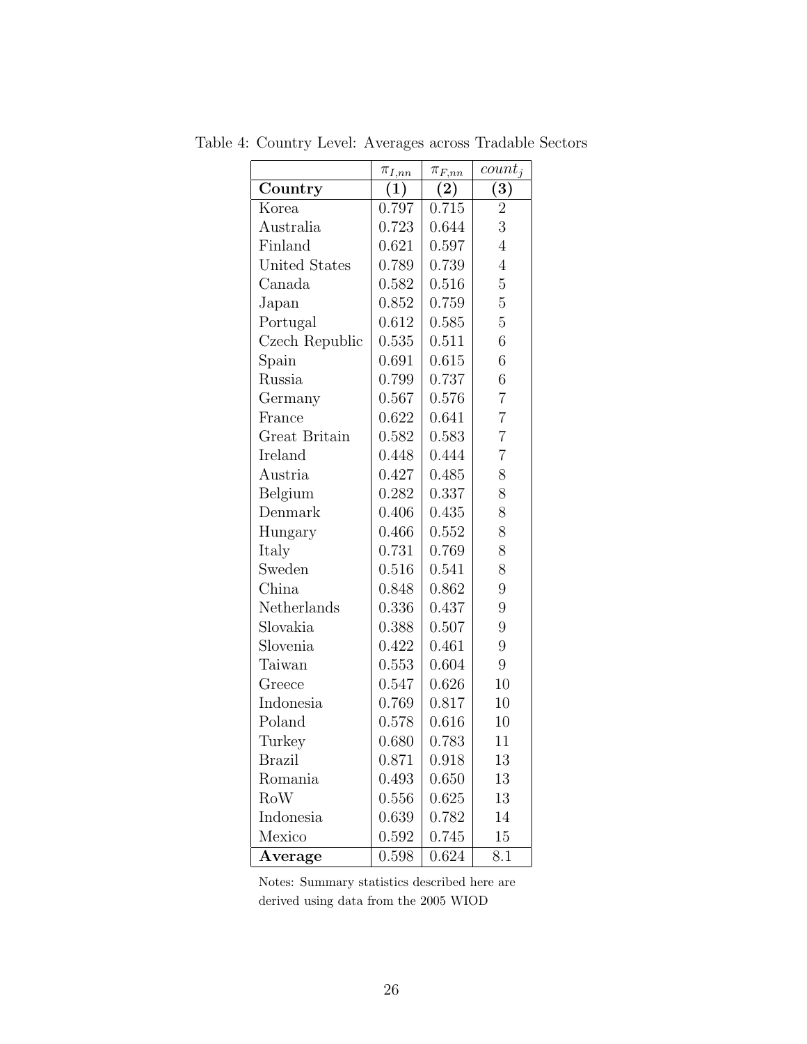Table 4: Country Level: Averages across Tradable Sectors

| | $\pi_{I,nn}$ | $\pi_{F,nn}$ | $count_j$ |
|---|---|---|---|
| **Country** | **(1)** | **(2)** | **(3)** |
| Korea | 0.797 | 0.715 | 2 |
| Australia | 0.723 | 0.644 | 3 |
| Finland | 0.621 | 0.597 | 4 |
| United States | 0.789 | 0.739 | 4 |
| Canada | 0.582 | 0.516 | 5 |
| Japan | 0.852 | 0.759 | 5 |
| Portugal | 0.612 | 0.585 | 5 |
| Czech Republic | 0.535 | 0.511 | 6 |
| Spain | 0.691 | 0.615 | 6 |
| Russia | 0.799 | 0.737 | 6 |
| Germany | 0.567 | 0.576 | 7 |
| France | 0.622 | 0.641 | 7 |
| Great Britain | 0.582 | 0.583 | 7 |
| Ireland | 0.448 | 0.444 | 7 |
| Austria | 0.427 | 0.485 | 8 |
| Belgium | 0.282 | 0.337 | 8 |
| Denmark | 0.406 | 0.435 | 8 |
| Hungary | 0.466 | 0.552 | 8 |
| Italy | 0.731 | 0.769 | 8 |
| Sweden | 0.516 | 0.541 | 8 |
| China | 0.848 | 0.862 | 9 |
| Netherlands | 0.336 | 0.437 | 9 |
| Slovakia | 0.388 | 0.507 | 9 |
| Slovenia | 0.422 | 0.461 | 9 |
| Taiwan | 0.553 | 0.604 | 9 |
| Greece | 0.547 | 0.626 | 10 |
| Indonesia | 0.769 | 0.817 | 10 |
| Poland | 0.578 | 0.616 | 10 |
| Turkey | 0.680 | 0.783 | 11 |
| Brazil | 0.871 | 0.918 | 13 |
| Romania | 0.493 | 0.650 | 13 |
| RoW | 0.556 | 0.625 | 13 |
| Indonesia | 0.639 | 0.782 | 14 |
| Mexico | 0.592 | 0.745 | 15 |
| **Average** | 0.598 | 0.624 | 8.1 |

Notes: Summary statistics described here are derived using data from the 2005 WIOD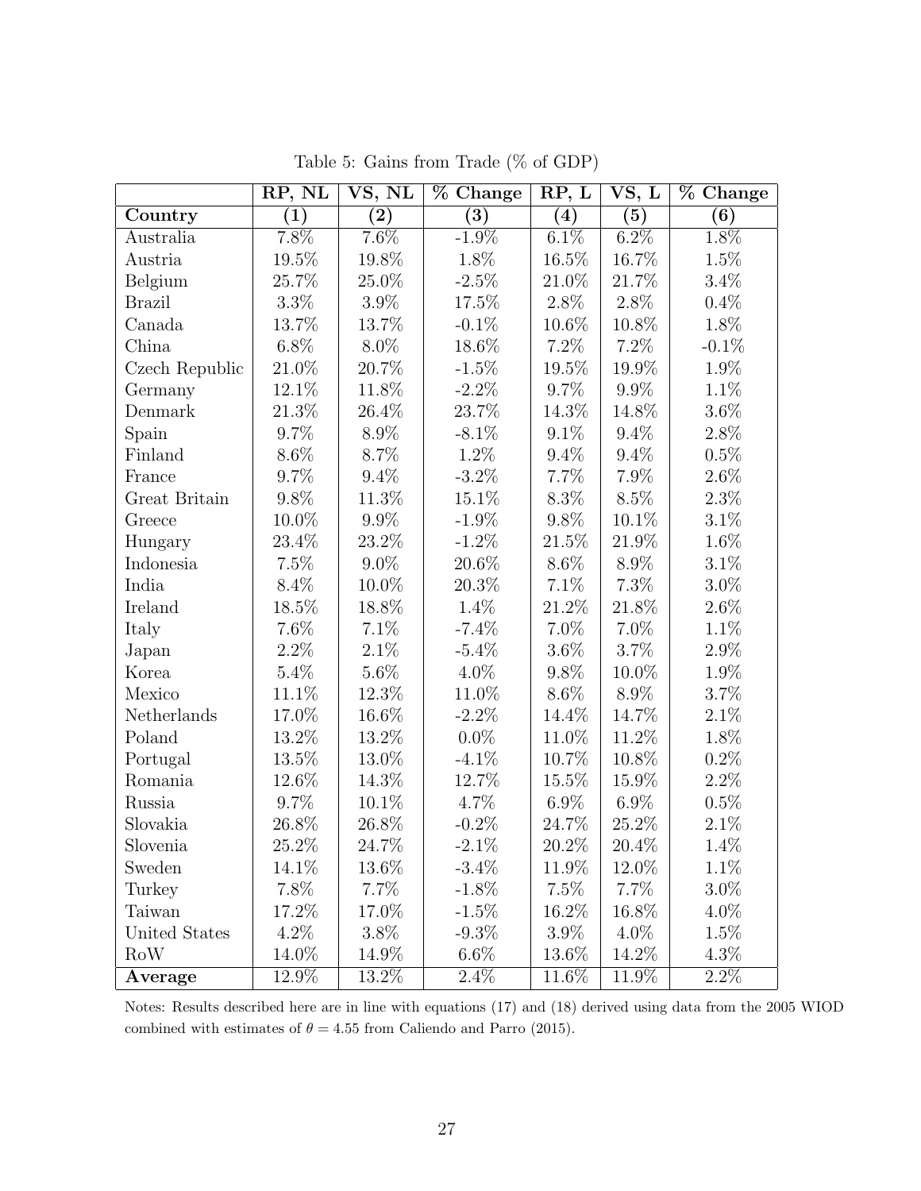Table 5: Gains from Trade (% of GDP)

| | RP, NL | VS, NL | % Change | RP, L | VS, L | % Change |
|---|---|---|---|---|---|---|
| **Country** | **(1)** | **(2)** | **(3)** | **(4)** | **(5)** | **(6)** |
| Australia | 7.8% | 7.6% | -1.9% | 6.1% | 6.2% | 1.8% |
| Austria | 19.5% | 19.8% | 1.8% | 16.5% | 16.7% | 1.5% |
| Belgium | 25.7% | 25.0% | -2.5% | 21.0% | 21.7% | 3.4% |
| Brazil | 3.3% | 3.9% | 17.5% | 2.8% | 2.8% | 0.4% |
| Canada | 13.7% | 13.7% | -0.1% | 10.6% | 10.8% | 1.8% |
| China | 6.8% | 8.0% | 18.6% | 7.2% | 7.2% | -0.1% |
| Czech Republic | 21.0% | 20.7% | -1.5% | 19.5% | 19.9% | 1.9% |
| Germany | 12.1% | 11.8% | -2.2% | 9.7% | 9.9% | 1.1% |
| Denmark | 21.3% | 26.4% | 23.7% | 14.3% | 14.8% | 3.6% |
| Spain | 9.7% | 8.9% | -8.1% | 9.1% | 9.4% | 2.8% |
| Finland | 8.6% | 8.7% | 1.2% | 9.4% | 9.4% | 0.5% |
| France | 9.7% | 9.4% | -3.2% | 7.7% | 7.9% | 2.6% |
| Great Britain | 9.8% | 11.3% | 15.1% | 8.3% | 8.5% | 2.3% |
| Greece | 10.0% | 9.9% | -1.9% | 9.8% | 10.1% | 3.1% |
| Hungary | 23.4% | 23.2% | -1.2% | 21.5% | 21.9% | 1.6% |
| Indonesia | 7.5% | 9.0% | 20.6% | 8.6% | 8.9% | 3.1% |
| India | 8.4% | 10.0% | 20.3% | 7.1% | 7.3% | 3.0% |
| Ireland | 18.5% | 18.8% | 1.4% | 21.2% | 21.8% | 2.6% |
| Italy | 7.6% | 7.1% | -7.4% | 7.0% | 7.0% | 1.1% |
| Japan | 2.2% | 2.1% | -5.4% | 3.6% | 3.7% | 2.9% |
| Korea | 5.4% | 5.6% | 4.0% | 9.8% | 10.0% | 1.9% |
| Mexico | 11.1% | 12.3% | 11.0% | 8.6% | 8.9% | 3.7% |
| Netherlands | 17.0% | 16.6% | -2.2% | 14.4% | 14.7% | 2.1% |
| Poland | 13.2% | 13.2% | 0.0% | 11.0% | 11.2% | 1.8% |
| Portugal | 13.5% | 13.0% | -4.1% | 10.7% | 10.8% | 0.2% |
| Romania | 12.6% | 14.3% | 12.7% | 15.5% | 15.9% | 2.2% |
| Russia | 9.7% | 10.1% | 4.7% | 6.9% | 6.9% | 0.5% |
| Slovakia | 26.8% | 26.8% | -0.2% | 24.7% | 25.2% | 2.1% |
| Slovenia | 25.2% | 24.7% | -2.1% | 20.2% | 20.4% | 1.4% |
| Sweden | 14.1% | 13.6% | -3.4% | 11.9% | 12.0% | 1.1% |
| Turkey | 7.8% | 7.7% | -1.8% | 7.5% | 7.7% | 3.0% |
| Taiwan | 17.2% | 17.0% | -1.5% | 16.2% | 16.8% | 4.0% |
| United States | 4.2% | 3.8% | -9.3% | 3.9% | 4.0% | 1.5% |
| RoW | 14.0% | 14.9% | 6.6% | 13.6% | 14.2% | 4.3% |
| **Average** | 12.9% | 13.2% | 2.4% | 11.6% | 11.9% | 2.2% |

Notes: Results described here are in line with equations (17) and (18) derived using data from the 2005 WIOD combined with estimates of $\theta = 4.55$ from Caliendo and Parro (2015).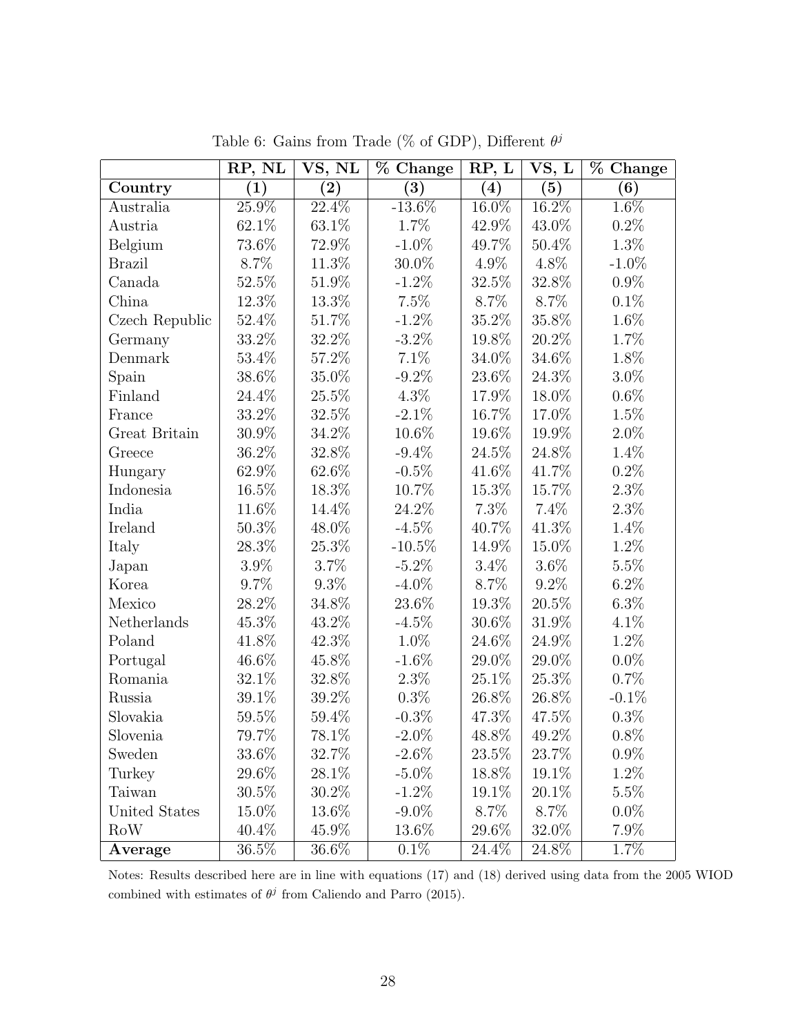Table 6: Gains from Trade (% of GDP), Different $\theta^j$

| | RP, NL | VS, NL | % Change | RP, L | VS, L | % Change |
|---|---|---|---|---|---|---|
| **Country** | **(1)** | **(2)** | **(3)** | **(4)** | **(5)** | **(6)** |
| Australia | 25.9% | 22.4% | -13.6% | 16.0% | 16.2% | 1.6% |
| Austria | 62.1% | 63.1% | 1.7% | 42.9% | 43.0% | 0.2% |
| Belgium | 73.6% | 72.9% | -1.0% | 49.7% | 50.4% | 1.3% |
| Brazil | 8.7% | 11.3% | 30.0% | 4.9% | 4.8% | -1.0% |
| Canada | 52.5% | 51.9% | -1.2% | 32.5% | 32.8% | 0.9% |
| China | 12.3% | 13.3% | 7.5% | 8.7% | 8.7% | 0.1% |
| Czech Republic | 52.4% | 51.7% | -1.2% | 35.2% | 35.8% | 1.6% |
| Germany | 33.2% | 32.2% | -3.2% | 19.8% | 20.2% | 1.7% |
| Denmark | 53.4% | 57.2% | 7.1% | 34.0% | 34.6% | 1.8% |
| Spain | 38.6% | 35.0% | -9.2% | 23.6% | 24.3% | 3.0% |
| Finland | 24.4% | 25.5% | 4.3% | 17.9% | 18.0% | 0.6% |
| France | 33.2% | 32.5% | -2.1% | 16.7% | 17.0% | 1.5% |
| Great Britain | 30.9% | 34.2% | 10.6% | 19.6% | 19.9% | 2.0% |
| Greece | 36.2% | 32.8% | -9.4% | 24.5% | 24.8% | 1.4% |
| Hungary | 62.9% | 62.6% | -0.5% | 41.6% | 41.7% | 0.2% |
| Indonesia | 16.5% | 18.3% | 10.7% | 15.3% | 15.7% | 2.3% |
| India | 11.6% | 14.4% | 24.2% | 7.3% | 7.4% | 2.3% |
| Ireland | 50.3% | 48.0% | -4.5% | 40.7% | 41.3% | 1.4% |
| Italy | 28.3% | 25.3% | -10.5% | 14.9% | 15.0% | 1.2% |
| Japan | 3.9% | 3.7% | -5.2% | 3.4% | 3.6% | 5.5% |
| Korea | 9.7% | 9.3% | -4.0% | 8.7% | 9.2% | 6.2% |
| Mexico | 28.2% | 34.8% | 23.6% | 19.3% | 20.5% | 6.3% |
| Netherlands | 45.3% | 43.2% | -4.5% | 30.6% | 31.9% | 4.1% |
| Poland | 41.8% | 42.3% | 1.0% | 24.6% | 24.9% | 1.2% |
| Portugal | 46.6% | 45.8% | -1.6% | 29.0% | 29.0% | 0.0% |
| Romania | 32.1% | 32.8% | 2.3% | 25.1% | 25.3% | 0.7% |
| Russia | 39.1% | 39.2% | 0.3% | 26.8% | 26.8% | -0.1% |
| Slovakia | 59.5% | 59.4% | -0.3% | 47.3% | 47.5% | 0.3% |
| Slovenia | 79.7% | 78.1% | -2.0% | 48.8% | 49.2% | 0.8% |
| Sweden | 33.6% | 32.7% | -2.6% | 23.5% | 23.7% | 0.9% |
| Turkey | 29.6% | 28.1% | -5.0% | 18.8% | 19.1% | 1.2% |
| Taiwan | 30.5% | 30.2% | -1.2% | 19.1% | 20.1% | 5.5% |
| United States | 15.0% | 13.6% | -9.0% | 8.7% | 8.7% | 0.0% |
| RoW | 40.4% | 45.9% | 13.6% | 29.6% | 32.0% | 7.9% |
| **Average** | 36.5% | 36.6% | 0.1% | 24.4% | 24.8% | 1.7% |

Notes: Results described here are in line with equations (17) and (18) derived using data from the 2005 WIOD combined with estimates of $\theta^j$ from Caliendo and Parro (2015).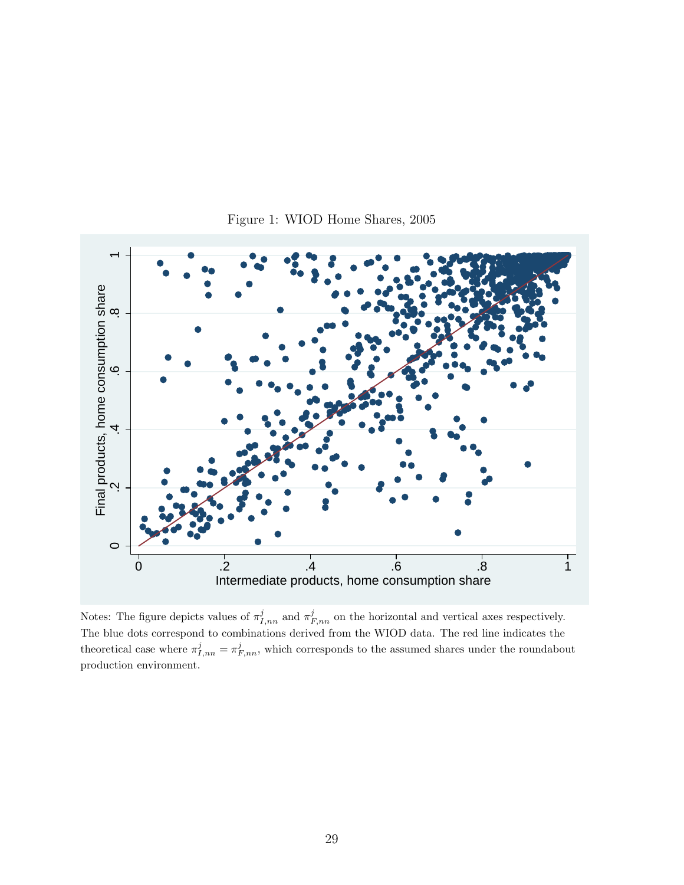Figure 1: WIOD Home Shares, 2005

Notes: The figure depicts values of $\pi^j_{I,nn}$ and $\pi^j_{F,nn}$ on the horizontal and vertical axes respectively. The blue dots correspond to combinations derived from the WIOD data. The red line indicates the theoretical case where $\pi^j_{I,nn} = \pi^j_{F,nn}$, which corresponds to the assumed shares under the roundabout production environment.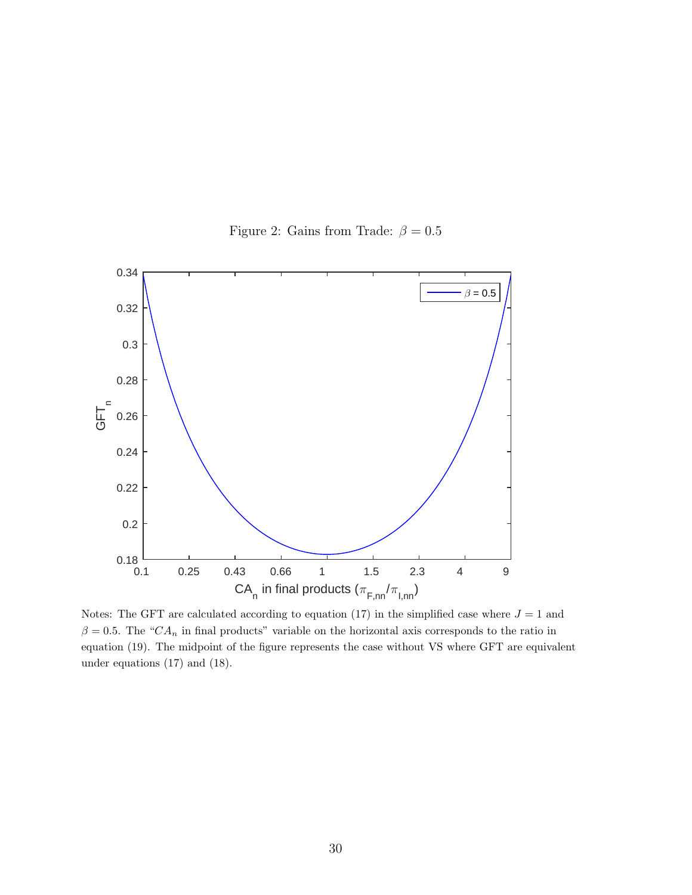Figure 2: Gains from Trade: $\beta = 0.5$

Notes: The GFT are calculated according to equation (17) in the simplified case where $J = 1$ and $\beta = 0.5$. The "$CA_n$ in final products" variable on the horizontal axis corresponds to the ratio in equation (19). The midpoint of the figure represents the case without VS where GFT are equivalent under equations (17) and (18).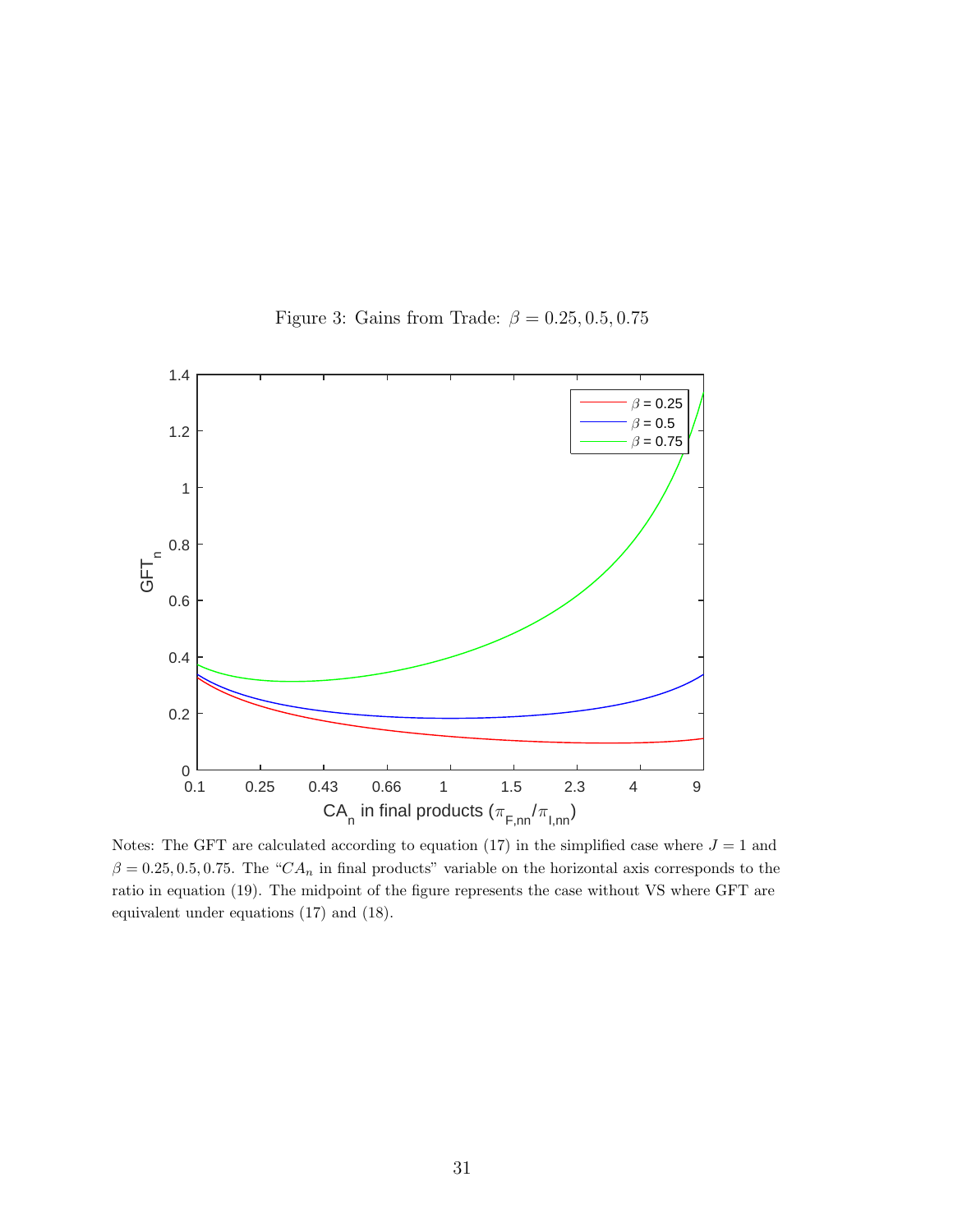Figure 3: Gains from Trade: $\beta = 0.25, 0.5, 0.75$

1.4
1.2
1
0.8
0.6
0.4
0.2
0

$GFT_n$

0.1 0.25 0.43 0.66 1 1.5 2.3 4 9

$CA_n$ in final products ($\pi_{F,nn}/\pi_{I,nn}$)

$\beta$ = 0.25
$\beta$ = 0.5
$\beta$ = 0.75

Notes: The GFT are calculated according to equation (17) in the simplified case where $J = 1$ and $\beta = 0.25, 0.5, 0.75$. The "$CA_n$ in final products" variable on the horizontal axis corresponds to the ratio in equation (19). The midpoint of the figure represents the case without VS where GFT are equivalent under equations (17) and (18).